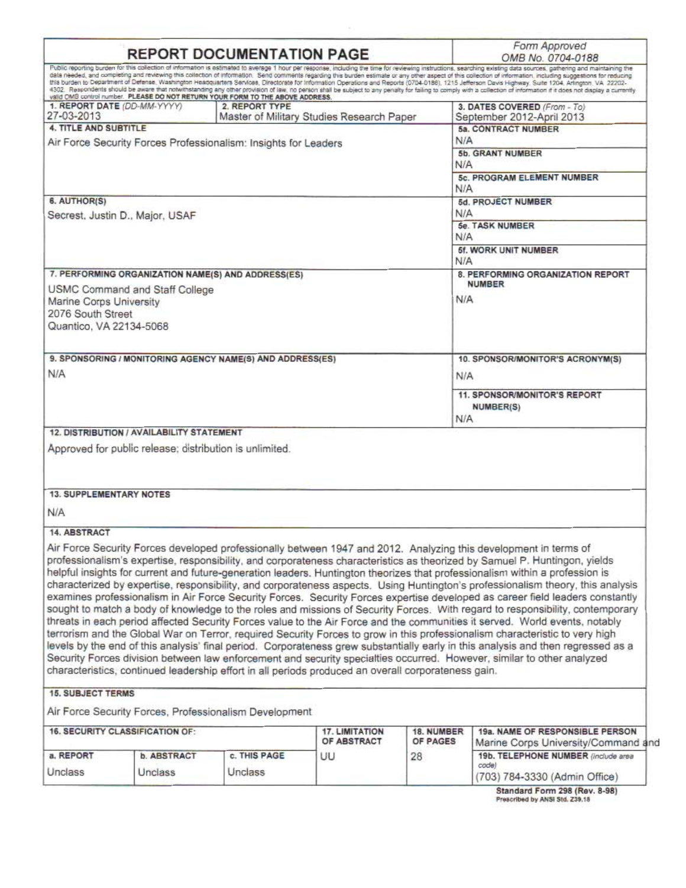# REPORT DOCUMENTATION PAGE

Form Approved
OMB No. 0704-0188

Public reporting burden for this collection of information is estimated to average 1 hour per response, including the time for reviewing instructions, searching existing data sources, gathering and maintaining the data needed, and completing and reviewing this collection of information. Send comments regarding this burden estimate or any other aspect of this collection of information, including suggestions for reducing this burden to Department of Defense, Washington Headquarters Services, Directorate for Information Operations and Reports (0704-0188), 1215 Jefferson Davis Highway, Suite 1204, Arlington, VA 22202-4302. Respondents should be aware that notwithstanding any other provision of law, no person shall be subject to any penalty for failing to comply with a collection of information if it does not display a currently valid OMB control number. **PLEASE DO NOT RETURN YOUR FORM TO THE ABOVE ADDRESS.**

| **1. REPORT DATE** (DD-MM-YYYY) | **2. REPORT TYPE** | **3. DATES COVERED** (From - To) |
|---|---|---|
| 27-03-2013 | Master of Military Studies Research Paper | September 2012-April 2013 |

**4. TITLE AND SUBTITLE**
Air Force Security Forces Professionalism: Insights for Leaders

**5a. CONTRACT NUMBER** N/A
**5b. GRANT NUMBER** N/A
**5c. PROGRAM ELEMENT NUMBER** N/A

**6. AUTHOR(S)**
Secrest, Justin D., Major, USAF

**5d. PROJECT NUMBER** N/A
**5e. TASK NUMBER** N/A
**5f. WORK UNIT NUMBER** N/A

**7. PERFORMING ORGANIZATION NAME(S) AND ADDRESS(ES)**
USMC Command and Staff College
Marine Corps University
2076 South Street
Quantico, VA 22134-5068

**8. PERFORMING ORGANIZATION REPORT NUMBER**
N/A

**9. SPONSORING / MONITORING AGENCY NAME(S) AND ADDRESS(ES)**
N/A

**10. SPONSOR/MONITOR'S ACRONYM(S)**
N/A

**11. SPONSOR/MONITOR'S REPORT NUMBER(S)**
N/A

**12. DISTRIBUTION / AVAILABILITY STATEMENT**
Approved for public release; distribution is unlimited.

**13. SUPPLEMENTARY NOTES**
N/A

**14. ABSTRACT**
Air Force Security Forces developed professionally between 1947 and 2012. Analyzing this development in terms of professionalism's expertise, responsibility, and corporateness characteristics as theorized by Samuel P. Huntingon, yields helpful insights for current and future-generation leaders. Huntington theorizes that professionalism within a profession is characterized by expertise, responsibility, and corporateness aspects. Using Huntington's professionalism theory, this analysis examines professionalism in Air Force Security Forces. Security Forces expertise developed as career field leaders constantly sought to match a body of knowledge to the roles and missions of Security Forces. With regard to responsibility, contemporary threats in each period affected Security Forces value to the Air Force and the communities it served. World events, notably terrorism and the Global War on Terror, required Security Forces to grow in this professionalism characteristic to very high levels by the end of this analysis' final period. Corporateness grew substantially early in this analysis and then regressed as a Security Forces division between law enforcement and security specialties occurred. However, similar to other analyzed characteristics, continued leadership effort in all periods produced an overall corporateness gain.

**15. SUBJECT TERMS**
Air Force Security Forces, Professionalism Development

| **16. SECURITY CLASSIFICATION OF:** | | | **17. LIMITATION OF ABSTRACT** | **18. NUMBER OF PAGES** | **19a. NAME OF RESPONSIBLE PERSON** |
|---|---|---|---|---|---|
| **a. REPORT** | **b. ABSTRACT** | **c. THIS PAGE** | | | Marine Corps University/Command and |
| Unclass | Unclass | Unclass | UU | 28 | **19b. TELEPHONE NUMBER** (include area code) (703) 784-3330 (Admin Office) |

**Standard Form 298 (Rev. 8-98)**
Prescribed by ANSI Std. Z39.18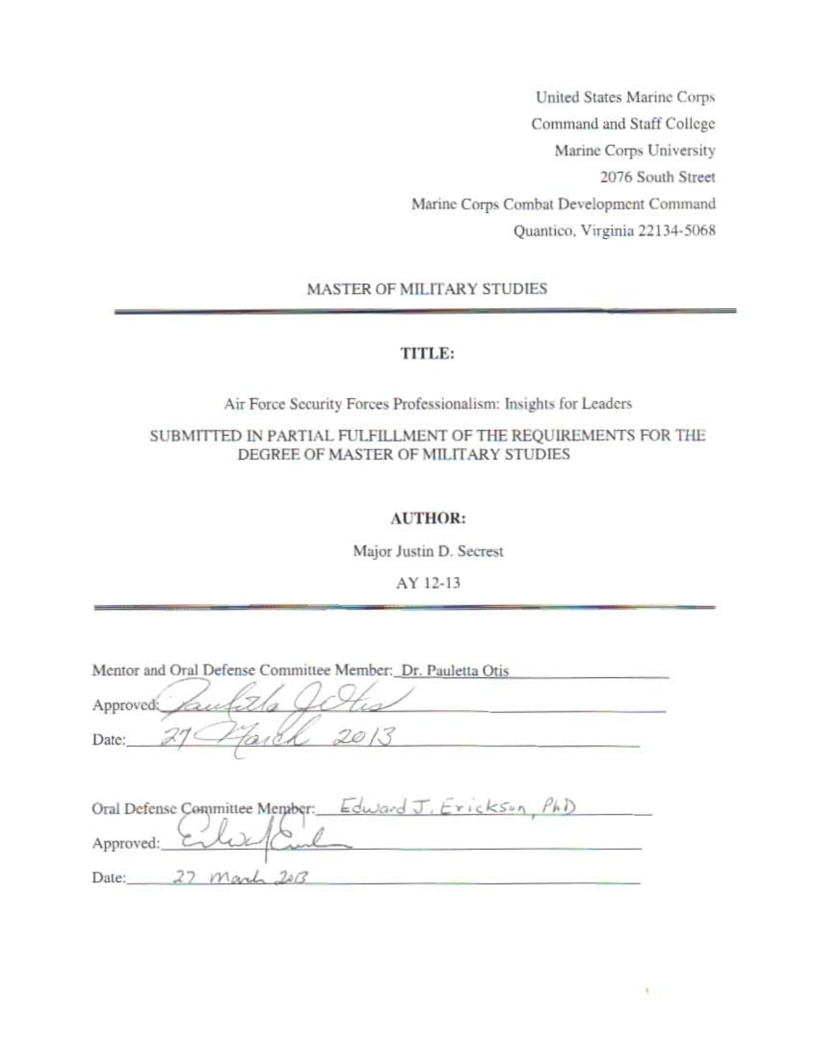United States Marine Corps
Command and Staff College
Marine Corps University
2076 South Street
Marine Corps Combat Development Command
Quantico, Virginia 22134-5068

MASTER OF MILITARY STUDIES

---

**TITLE:**

Air Force Security Forces Professionalism: Insights for Leaders

SUBMITTED IN PARTIAL FULFILLMENT OF THE REQUIREMENTS FOR THE DEGREE OF MASTER OF MILITARY STUDIES

**AUTHOR:**

Major Justin D. Secrest

AY 12-13

---

Mentor and Oral Defense Committee Member: Dr. Pauletta Otis

Approved: Pauletta Otis

Date: 27 March 2013

Oral Defense Committee Member: Edward J. Erickson, PhD

Approved: Edward Erickson

Date: 27 March 2013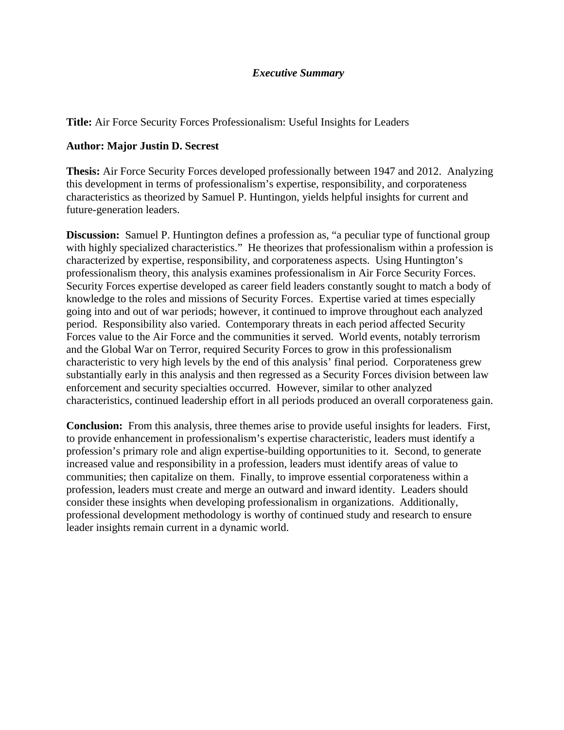# *Executive Summary*

**Title:** Air Force Security Forces Professionalism: Useful Insights for Leaders

**Author: Major Justin D. Secrest**

**Thesis:** Air Force Security Forces developed professionally between 1947 and 2012. Analyzing this development in terms of professionalism's expertise, responsibility, and corporateness characteristics as theorized by Samuel P. Huntingon, yields helpful insights for current and future-generation leaders.

**Discussion:** Samuel P. Huntington defines a profession as, "a peculiar type of functional group with highly specialized characteristics." He theorizes that professionalism within a profession is characterized by expertise, responsibility, and corporateness aspects. Using Huntington's professionalism theory, this analysis examines professionalism in Air Force Security Forces. Security Forces expertise developed as career field leaders constantly sought to match a body of knowledge to the roles and missions of Security Forces. Expertise varied at times especially going into and out of war periods; however, it continued to improve throughout each analyzed period. Responsibility also varied. Contemporary threats in each period affected Security Forces value to the Air Force and the communities it served. World events, notably terrorism and the Global War on Terror, required Security Forces to grow in this professionalism characteristic to very high levels by the end of this analysis' final period. Corporateness grew substantially early in this analysis and then regressed as a Security Forces division between law enforcement and security specialties occurred. However, similar to other analyzed characteristics, continued leadership effort in all periods produced an overall corporateness gain.

**Conclusion:** From this analysis, three themes arise to provide useful insights for leaders. First, to provide enhancement in professionalism's expertise characteristic, leaders must identify a profession's primary role and align expertise-building opportunities to it. Second, to generate increased value and responsibility in a profession, leaders must identify areas of value to communities; then capitalize on them. Finally, to improve essential corporateness within a profession, leaders must create and merge an outward and inward identity. Leaders should consider these insights when developing professionalism in organizations. Additionally, professional development methodology is worthy of continued study and research to ensure leader insights remain current in a dynamic world.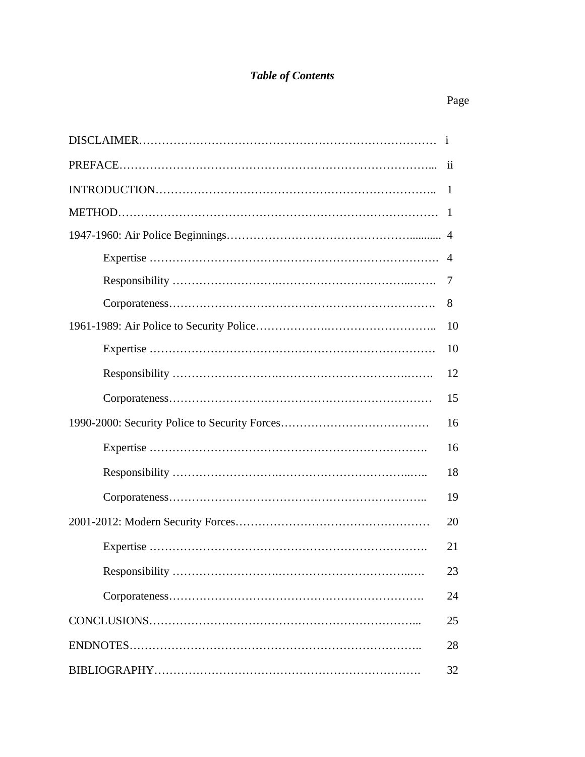# *Table of Contents*

| | Page |
|---|---|
| DISCLAIMER | i |
| PREFACE | ii |
| INTRODUCTION | 1 |
| METHOD | 1 |
| 1947-1960: Air Police Beginnings | 4 |
| Expertise | 4 |
| Responsibility | 7 |
| Corporateness | 8 |
| 1961-1989: Air Police to Security Police | 10 |
| Expertise | 10 |
| Responsibility | 12 |
| Corporateness | 15 |
| 1990-2000: Security Police to Security Forces | 16 |
| Expertise | 16 |
| Responsibility | 18 |
| Corporateness | 19 |
| 2001-2012: Modern Security Forces | 20 |
| Expertise | 21 |
| Responsibility | 23 |
| Corporateness | 24 |
| CONCLUSIONS | 25 |
| ENDNOTES | 28 |
| BIBLIOGRAPHY | 32 |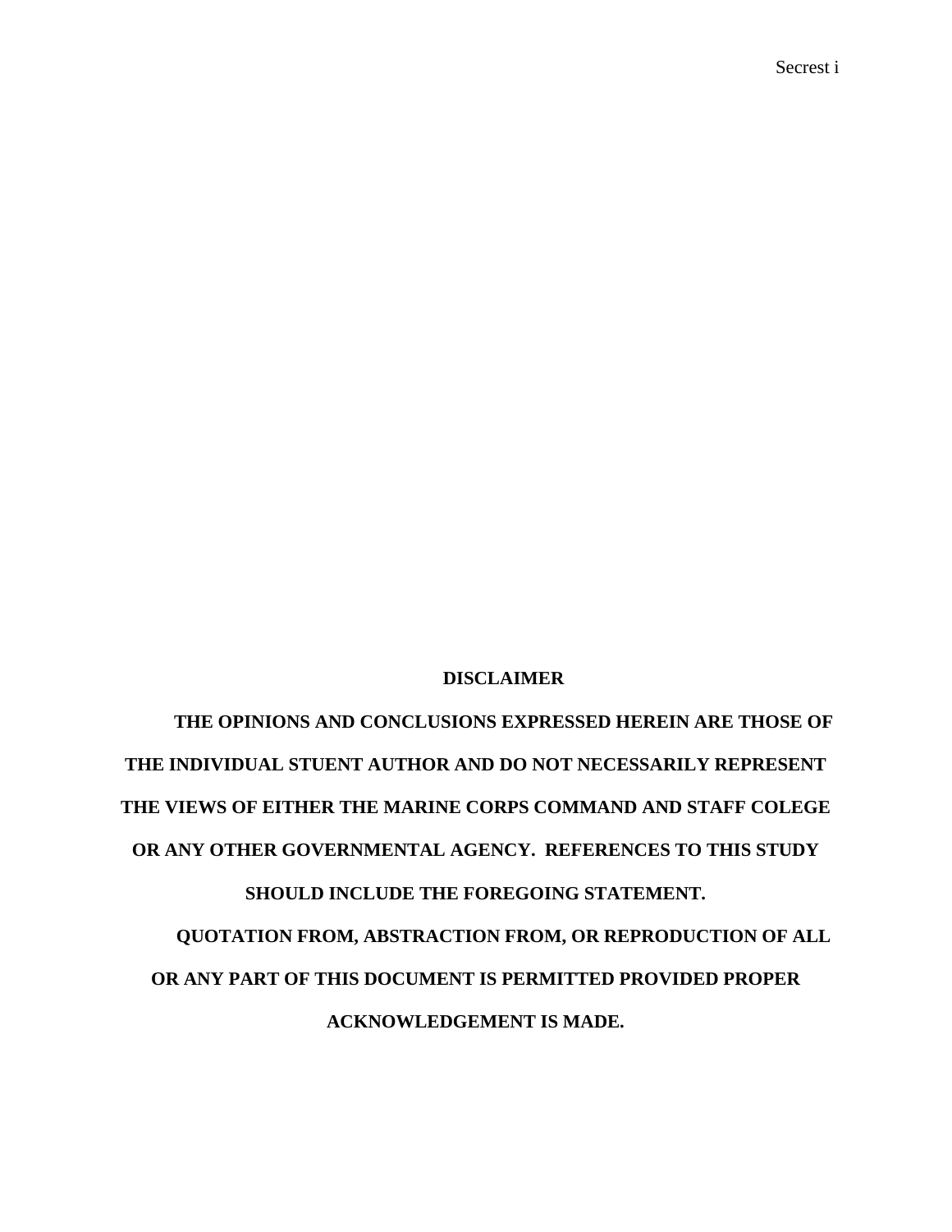**DISCLAIMER**

**THE OPINIONS AND CONCLUSIONS EXPRESSED HEREIN ARE THOSE OF THE INDIVIDUAL STUENT AUTHOR AND DO NOT NECESSARILY REPRESENT THE VIEWS OF EITHER THE MARINE CORPS COMMAND AND STAFF COLEGE OR ANY OTHER GOVERNMENTAL AGENCY. REFERENCES TO THIS STUDY SHOULD INCLUDE THE FOREGOING STATEMENT.**

**QUOTATION FROM, ABSTRACTION FROM, OR REPRODUCTION OF ALL OR ANY PART OF THIS DOCUMENT IS PERMITTED PROVIDED PROPER ACKNOWLEDGEMENT IS MADE.**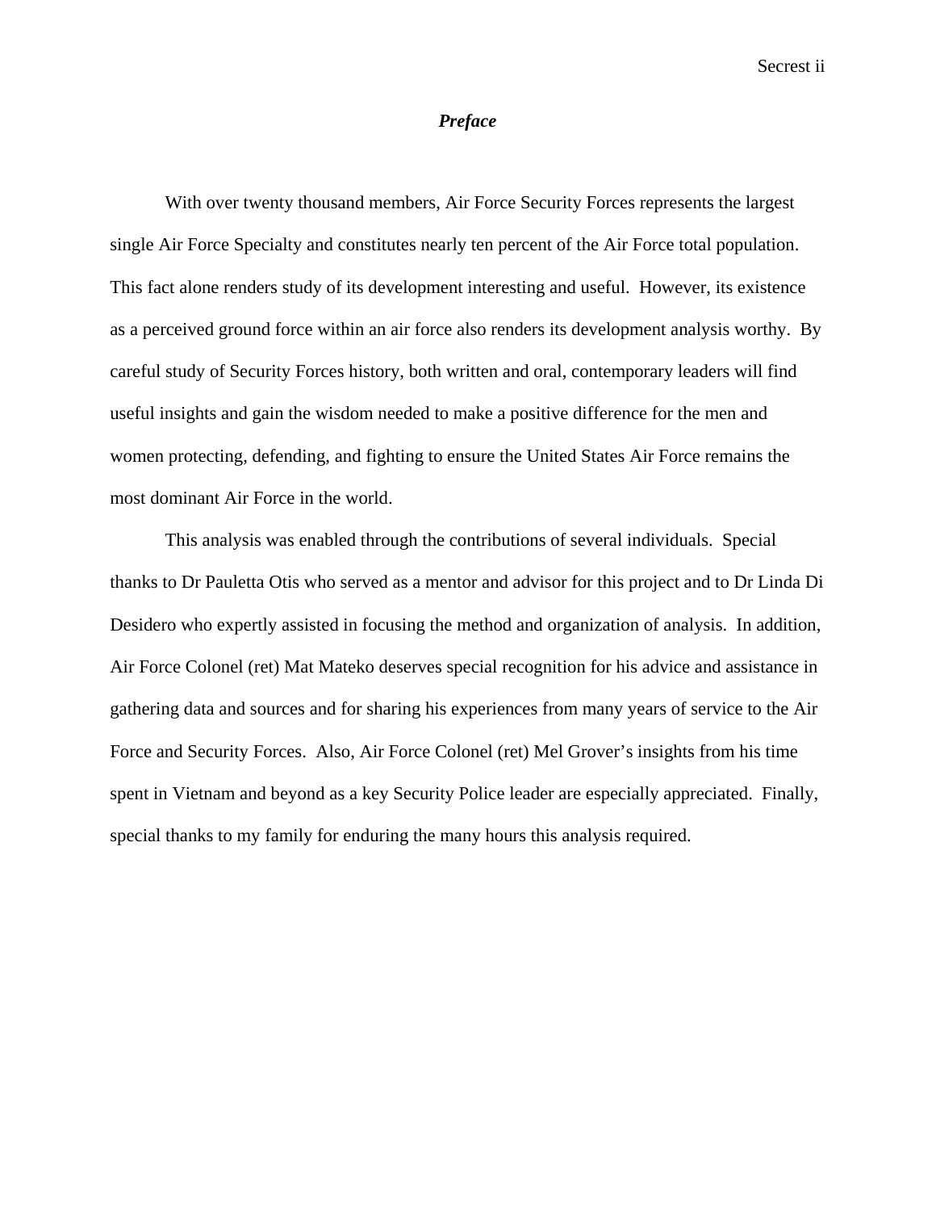## *Preface*

With over twenty thousand members, Air Force Security Forces represents the largest single Air Force Specialty and constitutes nearly ten percent of the Air Force total population. This fact alone renders study of its development interesting and useful. However, its existence as a perceived ground force within an air force also renders its development analysis worthy. By careful study of Security Forces history, both written and oral, contemporary leaders will find useful insights and gain the wisdom needed to make a positive difference for the men and women protecting, defending, and fighting to ensure the United States Air Force remains the most dominant Air Force in the world.

This analysis was enabled through the contributions of several individuals. Special thanks to Dr Pauletta Otis who served as a mentor and advisor for this project and to Dr Linda Di Desidero who expertly assisted in focusing the method and organization of analysis. In addition, Air Force Colonel (ret) Mat Mateko deserves special recognition for his advice and assistance in gathering data and sources and for sharing his experiences from many years of service to the Air Force and Security Forces. Also, Air Force Colonel (ret) Mel Grover's insights from his time spent in Vietnam and beyond as a key Security Police leader are especially appreciated. Finally, special thanks to my family for enduring the many hours this analysis required.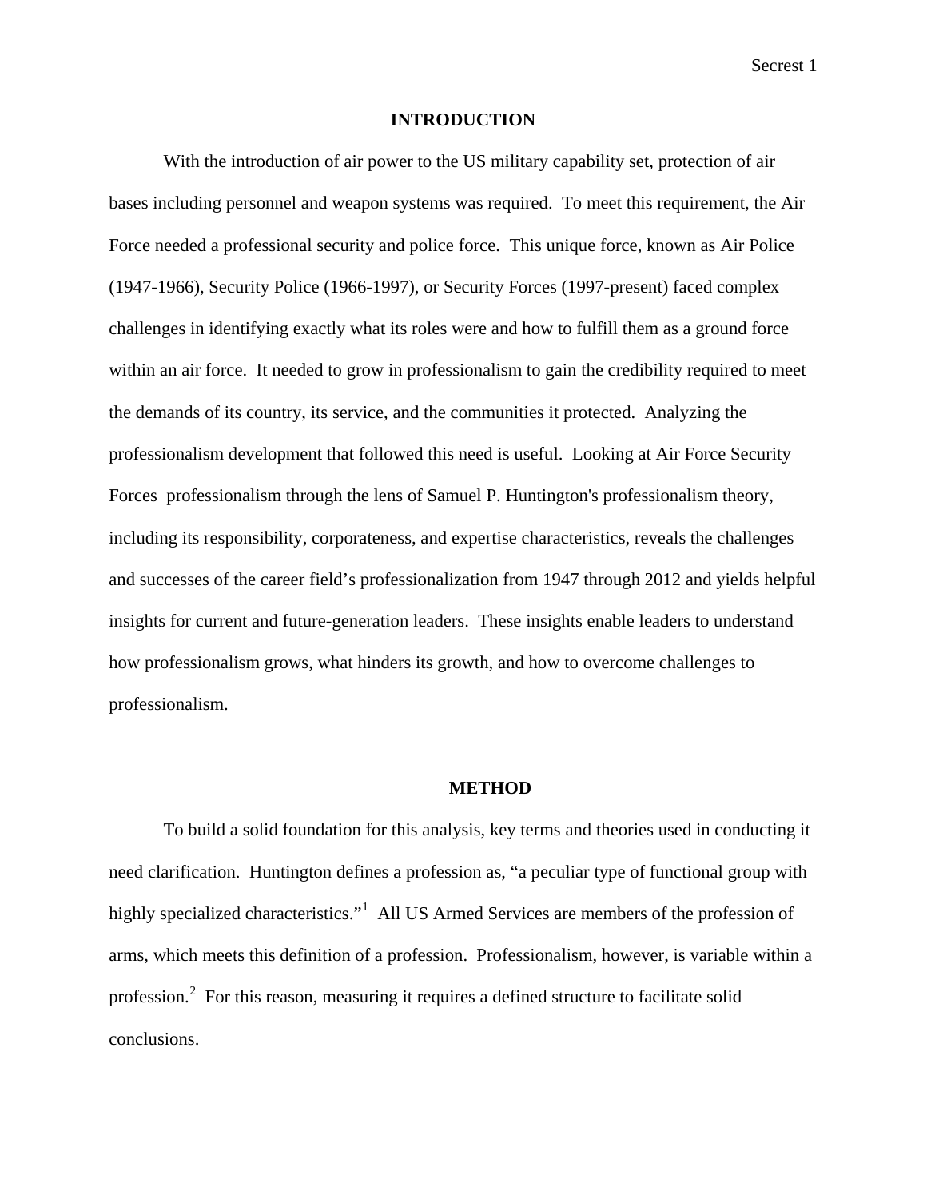## INTRODUCTION

With the introduction of air power to the US military capability set, protection of air bases including personnel and weapon systems was required. To meet this requirement, the Air Force needed a professional security and police force. This unique force, known as Air Police (1947-1966), Security Police (1966-1997), or Security Forces (1997-present) faced complex challenges in identifying exactly what its roles were and how to fulfill them as a ground force within an air force. It needed to grow in professionalism to gain the credibility required to meet the demands of its country, its service, and the communities it protected. Analyzing the professionalism development that followed this need is useful. Looking at Air Force Security Forces professionalism through the lens of Samuel P. Huntington's professionalism theory, including its responsibility, corporateness, and expertise characteristics, reveals the challenges and successes of the career field's professionalization from 1947 through 2012 and yields helpful insights for current and future-generation leaders. These insights enable leaders to understand how professionalism grows, what hinders its growth, and how to overcome challenges to professionalism.

## METHOD

To build a solid foundation for this analysis, key terms and theories used in conducting it need clarification. Huntington defines a profession as, "a peculiar type of functional group with highly specialized characteristics."[1] All US Armed Services are members of the profession of arms, which meets this definition of a profession. Professionalism, however, is variable within a profession.[2] For this reason, measuring it requires a defined structure to facilitate solid conclusions.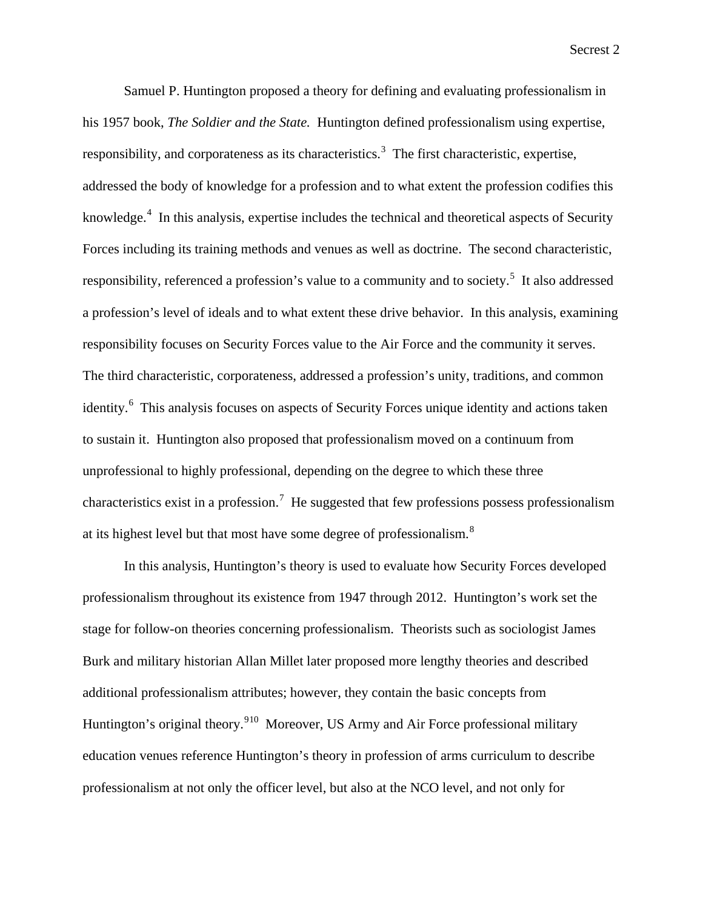Samuel P. Huntington proposed a theory for defining and evaluating professionalism in his 1957 book, *The Soldier and the State.* Huntington defined professionalism using expertise, responsibility, and corporateness as its characteristics.[3] The first characteristic, expertise, addressed the body of knowledge for a profession and to what extent the profession codifies this knowledge.[4] In this analysis, expertise includes the technical and theoretical aspects of Security Forces including its training methods and venues as well as doctrine. The second characteristic, responsibility, referenced a profession's value to a community and to society.[5] It also addressed a profession's level of ideals and to what extent these drive behavior. In this analysis, examining responsibility focuses on Security Forces value to the Air Force and the community it serves. The third characteristic, corporateness, addressed a profession's unity, traditions, and common identity.[6] This analysis focuses on aspects of Security Forces unique identity and actions taken to sustain it. Huntington also proposed that professionalism moved on a continuum from unprofessional to highly professional, depending on the degree to which these three characteristics exist in a profession.[7] He suggested that few professions possess professionalism at its highest level but that most have some degree of professionalism.[8]

In this analysis, Huntington's theory is used to evaluate how Security Forces developed professionalism throughout its existence from 1947 through 2012. Huntington's work set the stage for follow-on theories concerning professionalism. Theorists such as sociologist James Burk and military historian Allan Millet later proposed more lengthy theories and described additional professionalism attributes; however, they contain the basic concepts from Huntington's original theory.[9,10] Moreover, US Army and Air Force professional military education venues reference Huntington's theory in profession of arms curriculum to describe professionalism at not only the officer level, but also at the NCO level, and not only for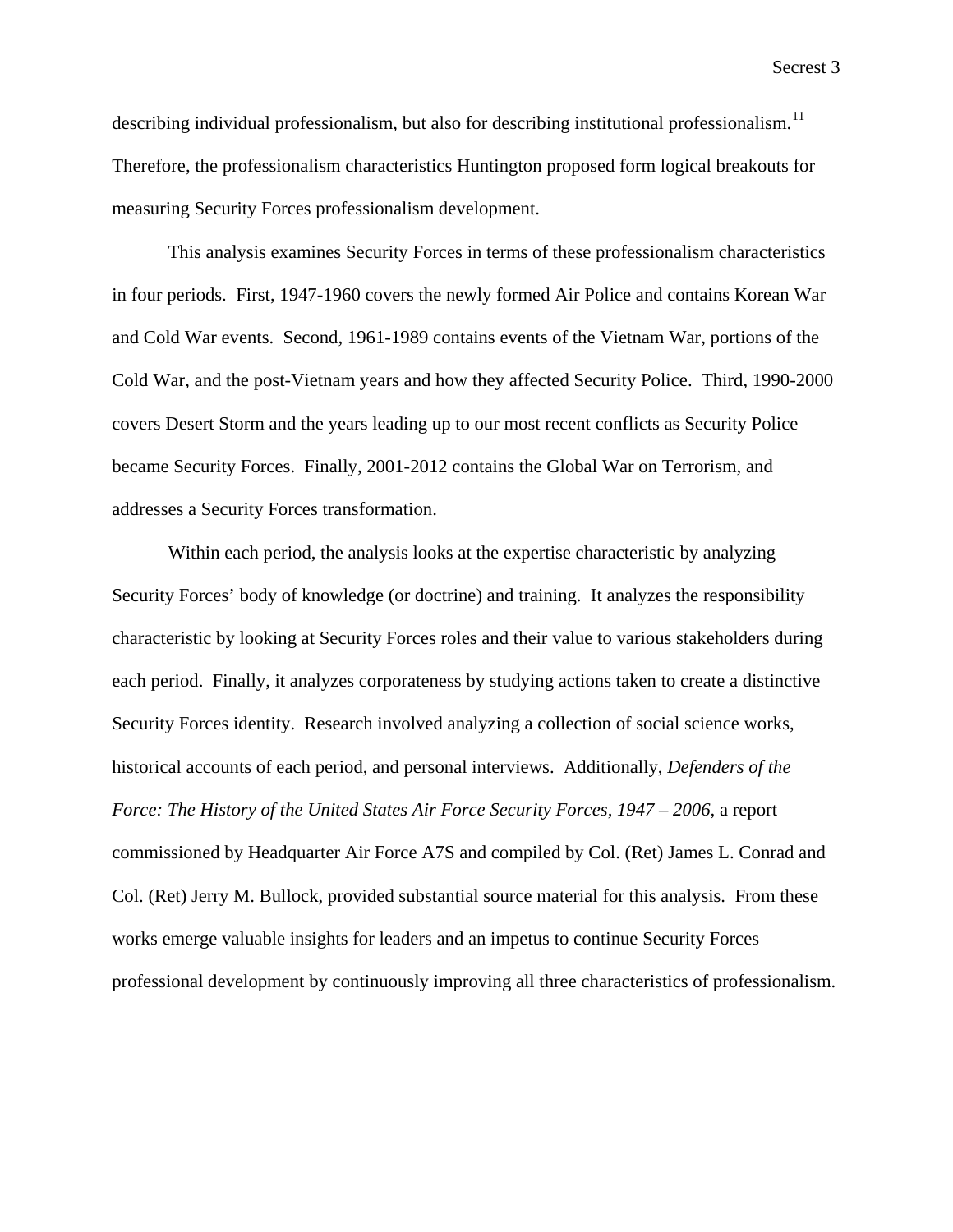describing individual professionalism, but also for describing institutional professionalism.[11] Therefore, the professionalism characteristics Huntington proposed form logical breakouts for measuring Security Forces professionalism development.

This analysis examines Security Forces in terms of these professionalism characteristics in four periods. First, 1947-1960 covers the newly formed Air Police and contains Korean War and Cold War events. Second, 1961-1989 contains events of the Vietnam War, portions of the Cold War, and the post-Vietnam years and how they affected Security Police. Third, 1990-2000 covers Desert Storm and the years leading up to our most recent conflicts as Security Police became Security Forces. Finally, 2001-2012 contains the Global War on Terrorism, and addresses a Security Forces transformation.

Within each period, the analysis looks at the expertise characteristic by analyzing Security Forces' body of knowledge (or doctrine) and training. It analyzes the responsibility characteristic by looking at Security Forces roles and their value to various stakeholders during each period. Finally, it analyzes corporateness by studying actions taken to create a distinctive Security Forces identity. Research involved analyzing a collection of social science works, historical accounts of each period, and personal interviews. Additionally, *Defenders of the Force: The History of the United States Air Force Security Forces, 1947 – 2006,* a report commissioned by Headquarter Air Force A7S and compiled by Col. (Ret) James L. Conrad and Col. (Ret) Jerry M. Bullock, provided substantial source material for this analysis. From these works emerge valuable insights for leaders and an impetus to continue Security Forces professional development by continuously improving all three characteristics of professionalism.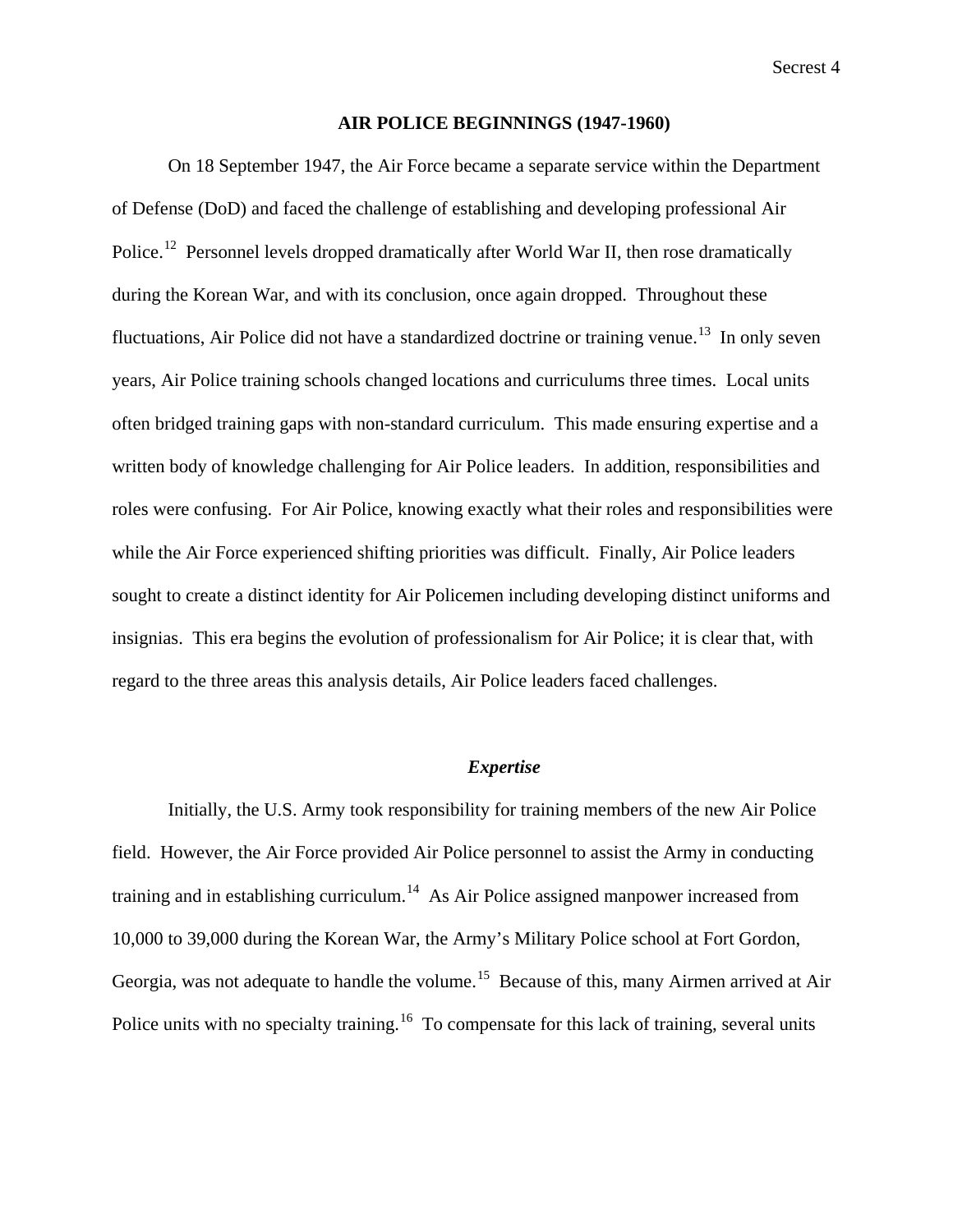## AIR POLICE BEGINNINGS (1947-1960)

On 18 September 1947, the Air Force became a separate service within the Department of Defense (DoD) and faced the challenge of establishing and developing professional Air Police.[12] Personnel levels dropped dramatically after World War II, then rose dramatically during the Korean War, and with its conclusion, once again dropped. Throughout these fluctuations, Air Police did not have a standardized doctrine or training venue.[13] In only seven years, Air Police training schools changed locations and curriculums three times. Local units often bridged training gaps with non-standard curriculum. This made ensuring expertise and a written body of knowledge challenging for Air Police leaders. In addition, responsibilities and roles were confusing. For Air Police, knowing exactly what their roles and responsibilities were while the Air Force experienced shifting priorities was difficult. Finally, Air Police leaders sought to create a distinct identity for Air Policemen including developing distinct uniforms and insignias. This era begins the evolution of professionalism for Air Police; it is clear that, with regard to the three areas this analysis details, Air Police leaders faced challenges.

### *Expertise*

Initially, the U.S. Army took responsibility for training members of the new Air Police field. However, the Air Force provided Air Police personnel to assist the Army in conducting training and in establishing curriculum.[14] As Air Police assigned manpower increased from 10,000 to 39,000 during the Korean War, the Army's Military Police school at Fort Gordon, Georgia, was not adequate to handle the volume.[15] Because of this, many Airmen arrived at Air Police units with no specialty training.[16] To compensate for this lack of training, several units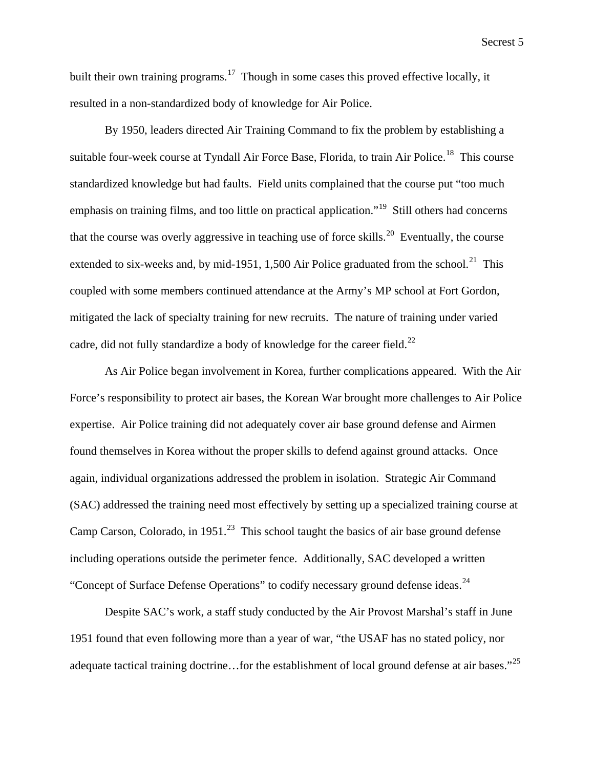built their own training programs.[17] Though in some cases this proved effective locally, it resulted in a non-standardized body of knowledge for Air Police.

By 1950, leaders directed Air Training Command to fix the problem by establishing a suitable four-week course at Tyndall Air Force Base, Florida, to train Air Police.[18] This course standardized knowledge but had faults. Field units complained that the course put "too much emphasis on training films, and too little on practical application."[19] Still others had concerns that the course was overly aggressive in teaching use of force skills.[20] Eventually, the course extended to six-weeks and, by mid-1951, 1,500 Air Police graduated from the school.[21] This coupled with some members continued attendance at the Army's MP school at Fort Gordon, mitigated the lack of specialty training for new recruits. The nature of training under varied cadre, did not fully standardize a body of knowledge for the career field.[22]

As Air Police began involvement in Korea, further complications appeared. With the Air Force's responsibility to protect air bases, the Korean War brought more challenges to Air Police expertise. Air Police training did not adequately cover air base ground defense and Airmen found themselves in Korea without the proper skills to defend against ground attacks. Once again, individual organizations addressed the problem in isolation. Strategic Air Command (SAC) addressed the training need most effectively by setting up a specialized training course at Camp Carson, Colorado, in 1951.[23] This school taught the basics of air base ground defense including operations outside the perimeter fence. Additionally, SAC developed a written "Concept of Surface Defense Operations" to codify necessary ground defense ideas.[24]

Despite SAC's work, a staff study conducted by the Air Provost Marshal's staff in June 1951 found that even following more than a year of war, "the USAF has no stated policy, nor adequate tactical training doctrine…for the establishment of local ground defense at air bases."[25]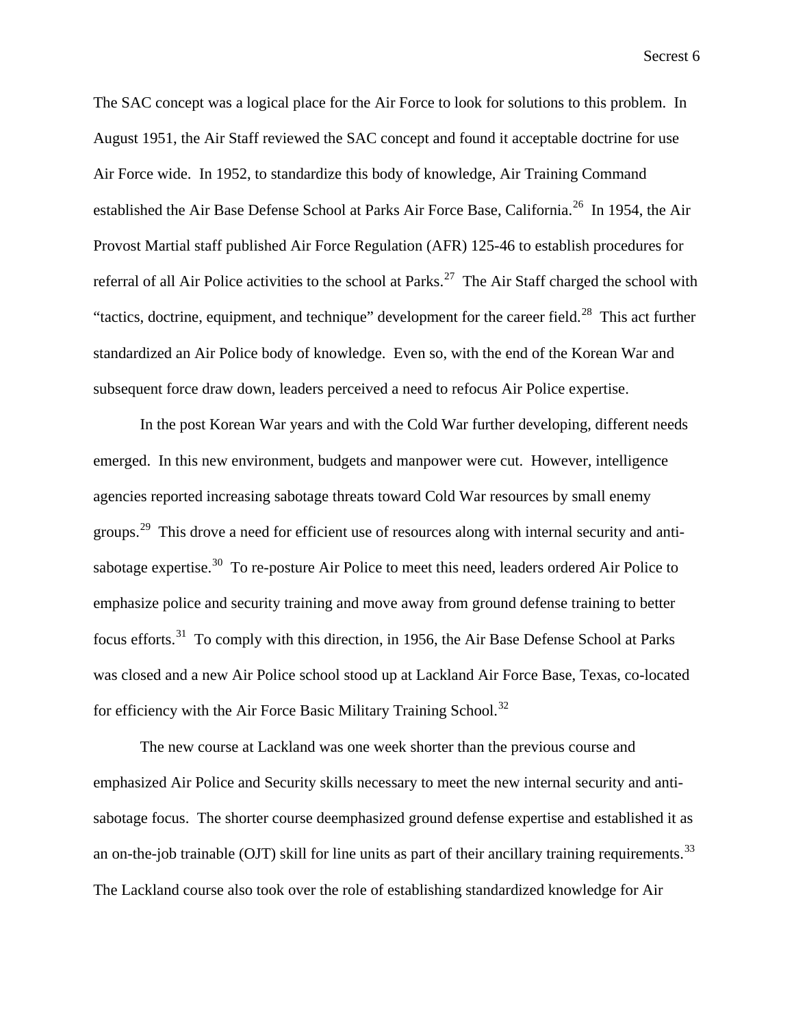The SAC concept was a logical place for the Air Force to look for solutions to this problem. In August 1951, the Air Staff reviewed the SAC concept and found it acceptable doctrine for use Air Force wide. In 1952, to standardize this body of knowledge, Air Training Command established the Air Base Defense School at Parks Air Force Base, California.[26] In 1954, the Air Provost Martial staff published Air Force Regulation (AFR) 125-46 to establish procedures for referral of all Air Police activities to the school at Parks.[27] The Air Staff charged the school with "tactics, doctrine, equipment, and technique" development for the career field.[28] This act further standardized an Air Police body of knowledge. Even so, with the end of the Korean War and subsequent force draw down, leaders perceived a need to refocus Air Police expertise.

In the post Korean War years and with the Cold War further developing, different needs emerged. In this new environment, budgets and manpower were cut. However, intelligence agencies reported increasing sabotage threats toward Cold War resources by small enemy groups.[29] This drove a need for efficient use of resources along with internal security and anti-sabotage expertise.[30] To re-posture Air Police to meet this need, leaders ordered Air Police to emphasize police and security training and move away from ground defense training to better focus efforts.[31] To comply with this direction, in 1956, the Air Base Defense School at Parks was closed and a new Air Police school stood up at Lackland Air Force Base, Texas, co-located for efficiency with the Air Force Basic Military Training School.[32]

The new course at Lackland was one week shorter than the previous course and emphasized Air Police and Security skills necessary to meet the new internal security and anti-sabotage focus. The shorter course deemphasized ground defense expertise and established it as an on-the-job trainable (OJT) skill for line units as part of their ancillary training requirements.[33] The Lackland course also took over the role of establishing standardized knowledge for Air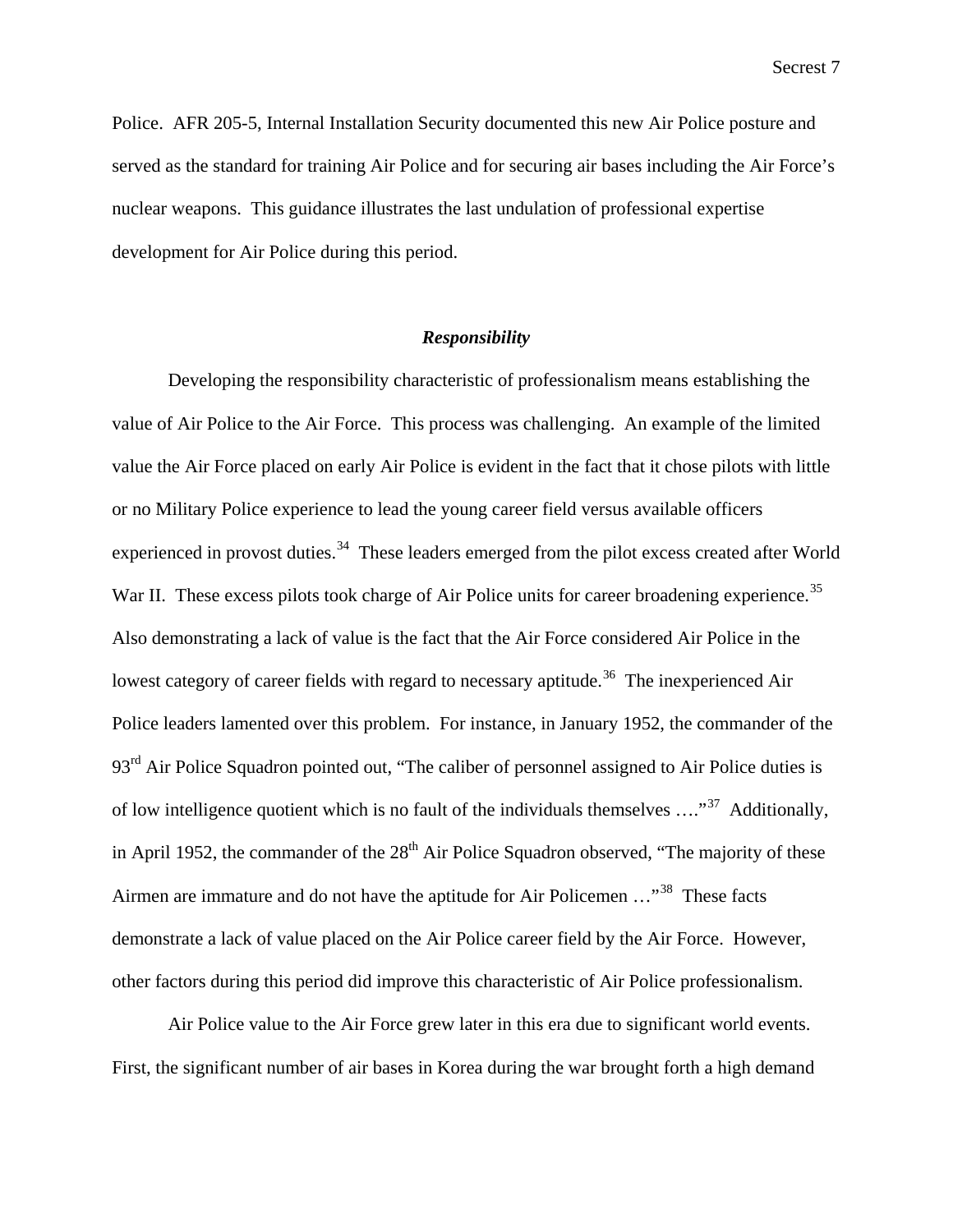Police. AFR 205-5, Internal Installation Security documented this new Air Police posture and served as the standard for training Air Police and for securing air bases including the Air Force's nuclear weapons. This guidance illustrates the last undulation of professional expertise development for Air Police during this period.

### *Responsibility*

Developing the responsibility characteristic of professionalism means establishing the value of Air Police to the Air Force. This process was challenging. An example of the limited value the Air Force placed on early Air Police is evident in the fact that it chose pilots with little or no Military Police experience to lead the young career field versus available officers experienced in provost duties.[34] These leaders emerged from the pilot excess created after World War II. These excess pilots took charge of Air Police units for career broadening experience.[35] Also demonstrating a lack of value is the fact that the Air Force considered Air Police in the lowest category of career fields with regard to necessary aptitude.[36] The inexperienced Air Police leaders lamented over this problem. For instance, in January 1952, the commander of the 93rd Air Police Squadron pointed out, "The caliber of personnel assigned to Air Police duties is of low intelligence quotient which is no fault of the individuals themselves …."[37] Additionally, in April 1952, the commander of the 28th Air Police Squadron observed, "The majority of these Airmen are immature and do not have the aptitude for Air Policemen …"[38] These facts demonstrate a lack of value placed on the Air Police career field by the Air Force. However, other factors during this period did improve this characteristic of Air Police professionalism.

Air Police value to the Air Force grew later in this era due to significant world events. First, the significant number of air bases in Korea during the war brought forth a high demand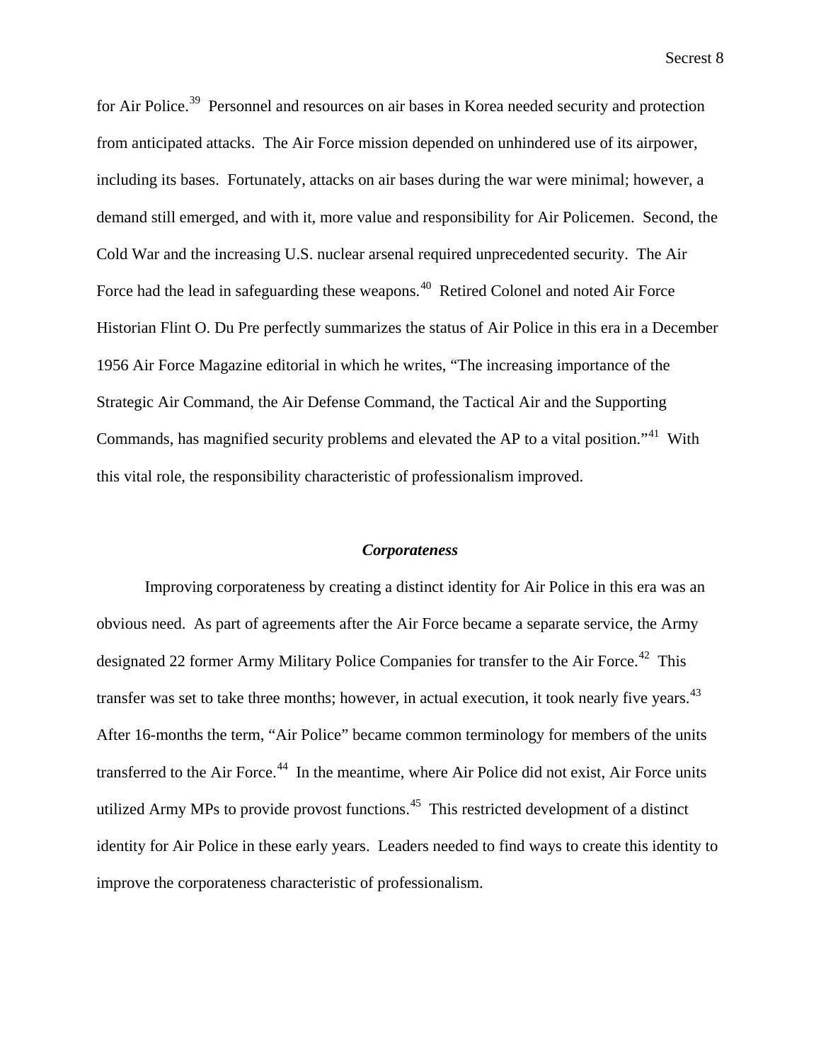for Air Police.[39] Personnel and resources on air bases in Korea needed security and protection from anticipated attacks. The Air Force mission depended on unhindered use of its airpower, including its bases. Fortunately, attacks on air bases during the war were minimal; however, a demand still emerged, and with it, more value and responsibility for Air Policemen. Second, the Cold War and the increasing U.S. nuclear arsenal required unprecedented security. The Air Force had the lead in safeguarding these weapons.[40] Retired Colonel and noted Air Force Historian Flint O. Du Pre perfectly summarizes the status of Air Police in this era in a December 1956 Air Force Magazine editorial in which he writes, "The increasing importance of the Strategic Air Command, the Air Defense Command, the Tactical Air and the Supporting Commands, has magnified security problems and elevated the AP to a vital position."[41] With this vital role, the responsibility characteristic of professionalism improved.

### ***Corporateness***

Improving corporateness by creating a distinct identity for Air Police in this era was an obvious need. As part of agreements after the Air Force became a separate service, the Army designated 22 former Army Military Police Companies for transfer to the Air Force.[42] This transfer was set to take three months; however, in actual execution, it took nearly five years.[43] After 16-months the term, "Air Police" became common terminology for members of the units transferred to the Air Force.[44] In the meantime, where Air Police did not exist, Air Force units utilized Army MPs to provide provost functions.[45] This restricted development of a distinct identity for Air Police in these early years. Leaders needed to find ways to create this identity to improve the corporateness characteristic of professionalism.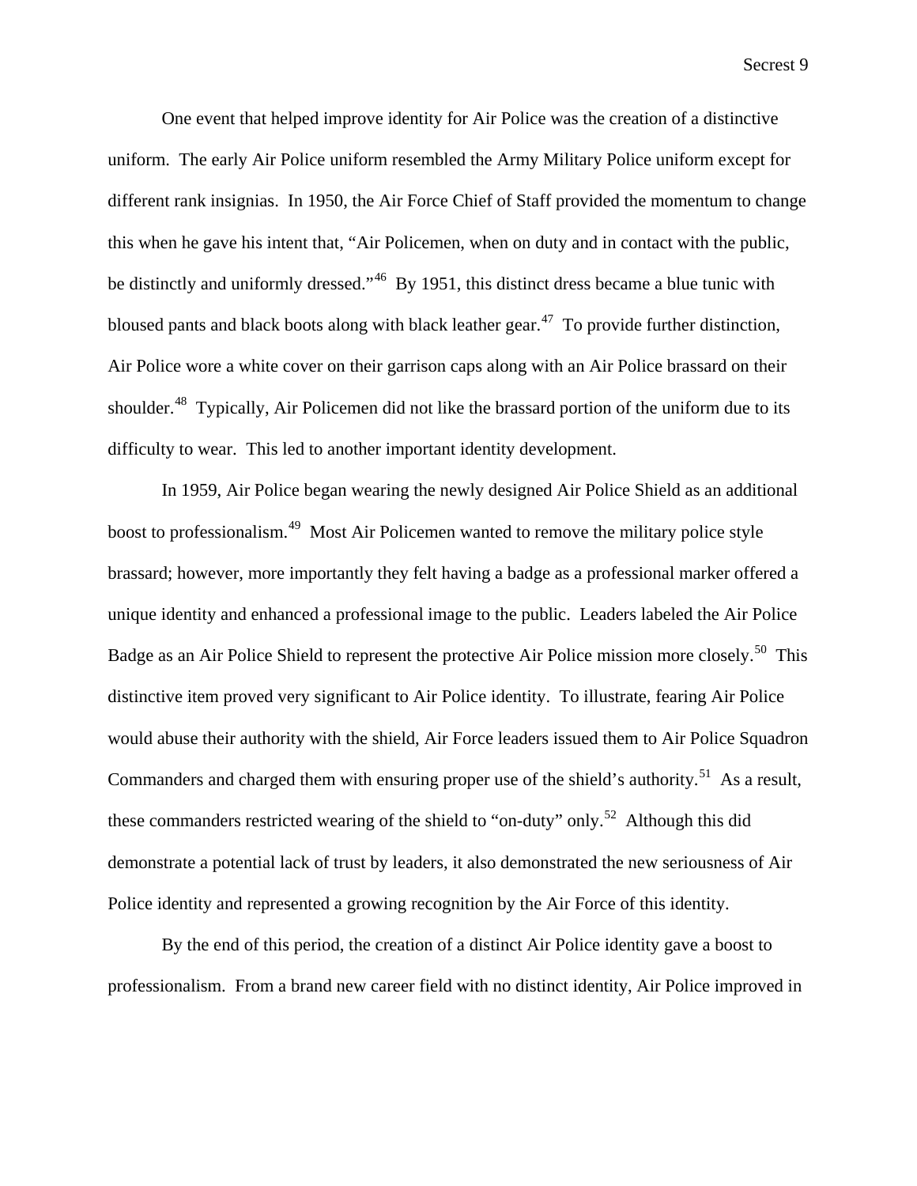One event that helped improve identity for Air Police was the creation of a distinctive uniform. The early Air Police uniform resembled the Army Military Police uniform except for different rank insignias. In 1950, the Air Force Chief of Staff provided the momentum to change this when he gave his intent that, "Air Policemen, when on duty and in contact with the public, be distinctly and uniformly dressed."[46] By 1951, this distinct dress became a blue tunic with bloused pants and black boots along with black leather gear.[47] To provide further distinction, Air Police wore a white cover on their garrison caps along with an Air Police brassard on their shoulder.[48] Typically, Air Policemen did not like the brassard portion of the uniform due to its difficulty to wear. This led to another important identity development.

In 1959, Air Police began wearing the newly designed Air Police Shield as an additional boost to professionalism.[49] Most Air Policemen wanted to remove the military police style brassard; however, more importantly they felt having a badge as a professional marker offered a unique identity and enhanced a professional image to the public. Leaders labeled the Air Police Badge as an Air Police Shield to represent the protective Air Police mission more closely.[50] This distinctive item proved very significant to Air Police identity. To illustrate, fearing Air Police would abuse their authority with the shield, Air Force leaders issued them to Air Police Squadron Commanders and charged them with ensuring proper use of the shield's authority.[51] As a result, these commanders restricted wearing of the shield to "on-duty" only.[52] Although this did demonstrate a potential lack of trust by leaders, it also demonstrated the new seriousness of Air Police identity and represented a growing recognition by the Air Force of this identity.

By the end of this period, the creation of a distinct Air Police identity gave a boost to professionalism. From a brand new career field with no distinct identity, Air Police improved in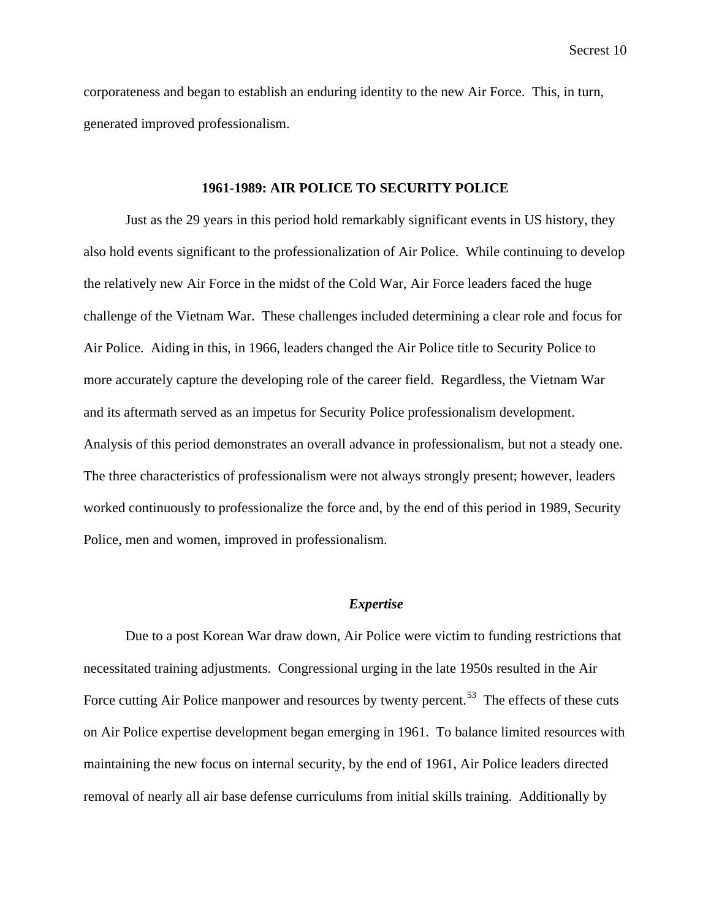corporateness and began to establish an enduring identity to the new Air Force. This, in turn, generated improved professionalism.

## 1961-1989: AIR POLICE TO SECURITY POLICE

Just as the 29 years in this period hold remarkably significant events in US history, they also hold events significant to the professionalization of Air Police. While continuing to develop the relatively new Air Force in the midst of the Cold War, Air Force leaders faced the huge challenge of the Vietnam War. These challenges included determining a clear role and focus for Air Police. Aiding in this, in 1966, leaders changed the Air Police title to Security Police to more accurately capture the developing role of the career field. Regardless, the Vietnam War and its aftermath served as an impetus for Security Police professionalism development. Analysis of this period demonstrates an overall advance in professionalism, but not a steady one. The three characteristics of professionalism were not always strongly present; however, leaders worked continuously to professionalize the force and, by the end of this period in 1989, Security Police, men and women, improved in professionalism.

### *Expertise*

Due to a post Korean War draw down, Air Police were victim to funding restrictions that necessitated training adjustments. Congressional urging in the late 1950s resulted in the Air Force cutting Air Police manpower and resources by twenty percent.[53] The effects of these cuts on Air Police expertise development began emerging in 1961. To balance limited resources with maintaining the new focus on internal security, by the end of 1961, Air Police leaders directed removal of nearly all air base defense curriculums from initial skills training. Additionally by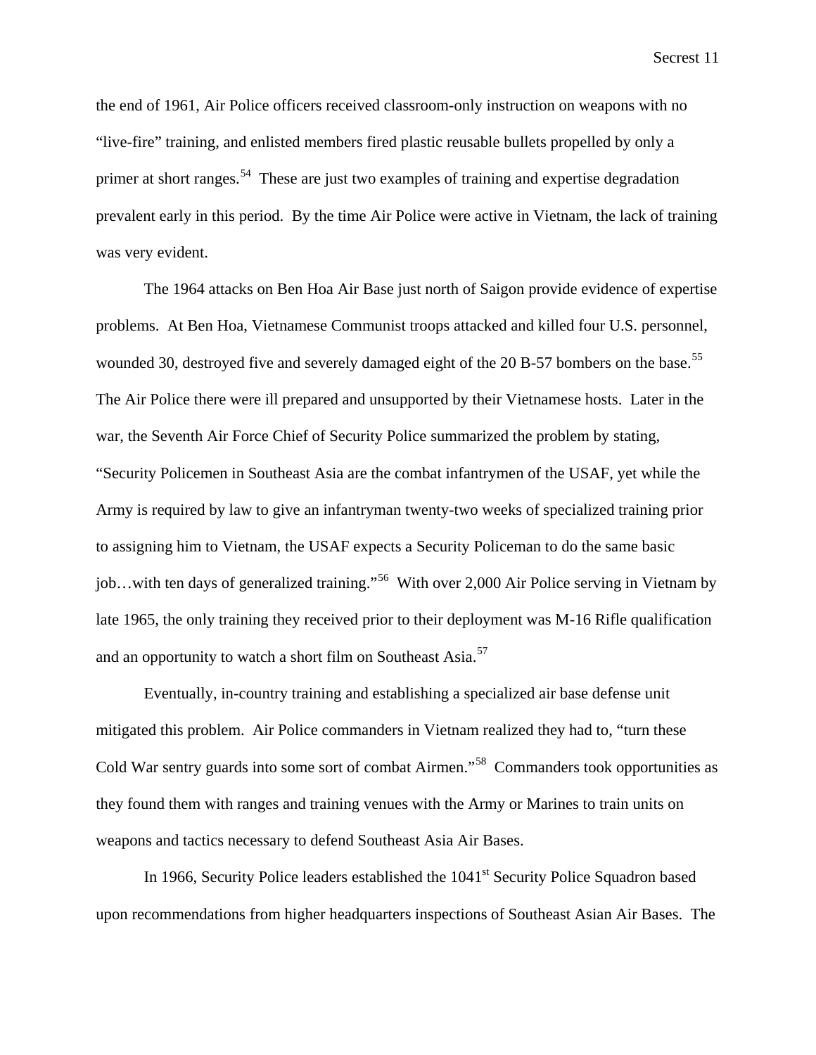the end of 1961, Air Police officers received classroom-only instruction on weapons with no "live-fire" training, and enlisted members fired plastic reusable bullets propelled by only a primer at short ranges.[54] These are just two examples of training and expertise degradation prevalent early in this period. By the time Air Police were active in Vietnam, the lack of training was very evident.

The 1964 attacks on Ben Hoa Air Base just north of Saigon provide evidence of expertise problems. At Ben Hoa, Vietnamese Communist troops attacked and killed four U.S. personnel, wounded 30, destroyed five and severely damaged eight of the 20 B-57 bombers on the base.[55] The Air Police there were ill prepared and unsupported by their Vietnamese hosts. Later in the war, the Seventh Air Force Chief of Security Police summarized the problem by stating, "Security Policemen in Southeast Asia are the combat infantrymen of the USAF, yet while the Army is required by law to give an infantryman twenty-two weeks of specialized training prior to assigning him to Vietnam, the USAF expects a Security Policeman to do the same basic job…with ten days of generalized training."[56] With over 2,000 Air Police serving in Vietnam by late 1965, the only training they received prior to their deployment was M-16 Rifle qualification and an opportunity to watch a short film on Southeast Asia.[57]

Eventually, in-country training and establishing a specialized air base defense unit mitigated this problem. Air Police commanders in Vietnam realized they had to, "turn these Cold War sentry guards into some sort of combat Airmen."[58] Commanders took opportunities as they found them with ranges and training venues with the Army or Marines to train units on weapons and tactics necessary to defend Southeast Asia Air Bases.

In 1966, Security Police leaders established the 1041st Security Police Squadron based upon recommendations from higher headquarters inspections of Southeast Asian Air Bases. The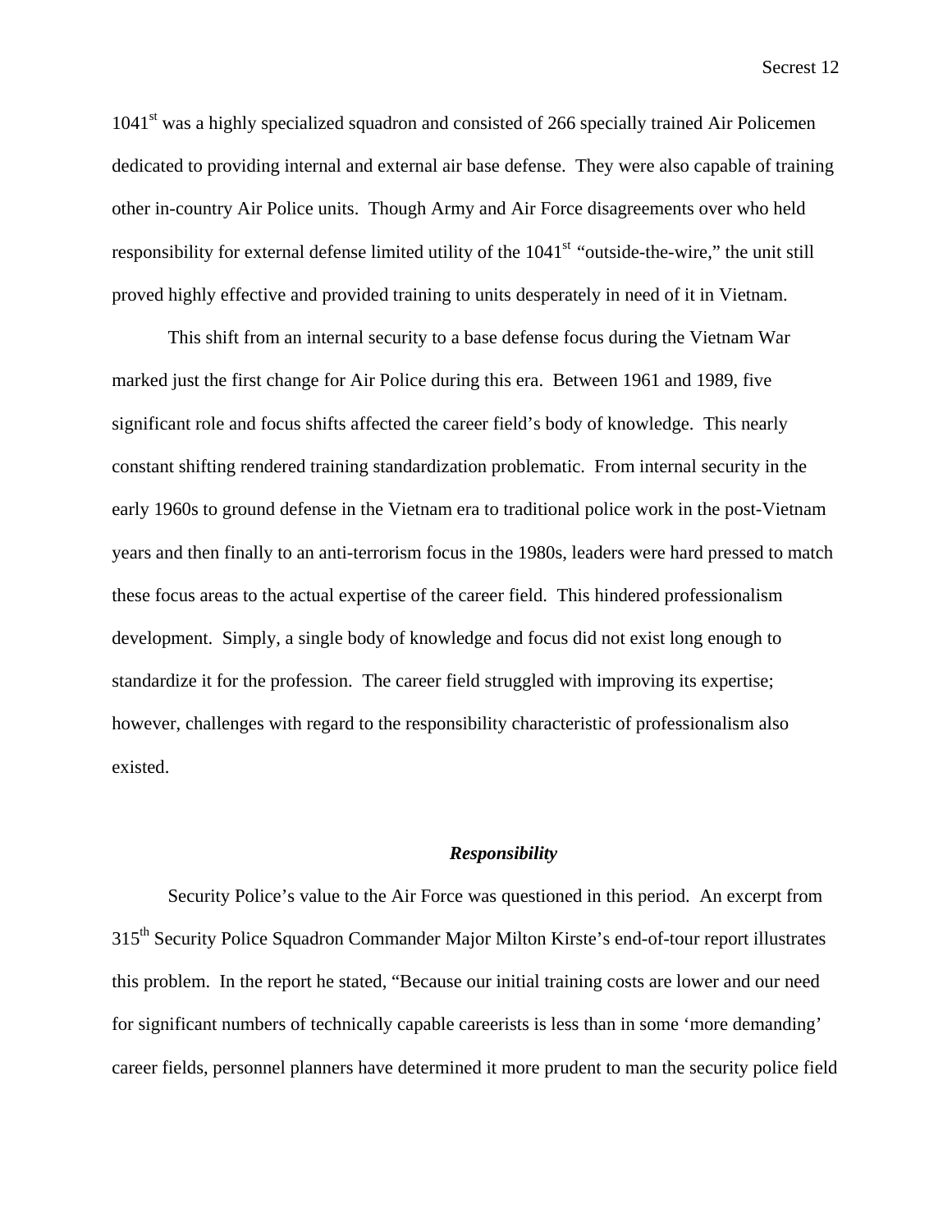1041st was a highly specialized squadron and consisted of 266 specially trained Air Policemen dedicated to providing internal and external air base defense. They were also capable of training other in-country Air Police units. Though Army and Air Force disagreements over who held responsibility for external defense limited utility of the 1041st "outside-the-wire," the unit still proved highly effective and provided training to units desperately in need of it in Vietnam.

This shift from an internal security to a base defense focus during the Vietnam War marked just the first change for Air Police during this era. Between 1961 and 1989, five significant role and focus shifts affected the career field's body of knowledge. This nearly constant shifting rendered training standardization problematic. From internal security in the early 1960s to ground defense in the Vietnam era to traditional police work in the post-Vietnam years and then finally to an anti-terrorism focus in the 1980s, leaders were hard pressed to match these focus areas to the actual expertise of the career field. This hindered professionalism development. Simply, a single body of knowledge and focus did not exist long enough to standardize it for the profession. The career field struggled with improving its expertise; however, challenges with regard to the responsibility characteristic of professionalism also existed.

### *Responsibility*

Security Police's value to the Air Force was questioned in this period. An excerpt from 315th Security Police Squadron Commander Major Milton Kirste's end-of-tour report illustrates this problem. In the report he stated, "Because our initial training costs are lower and our need for significant numbers of technically capable careerists is less than in some 'more demanding' career fields, personnel planners have determined it more prudent to man the security police field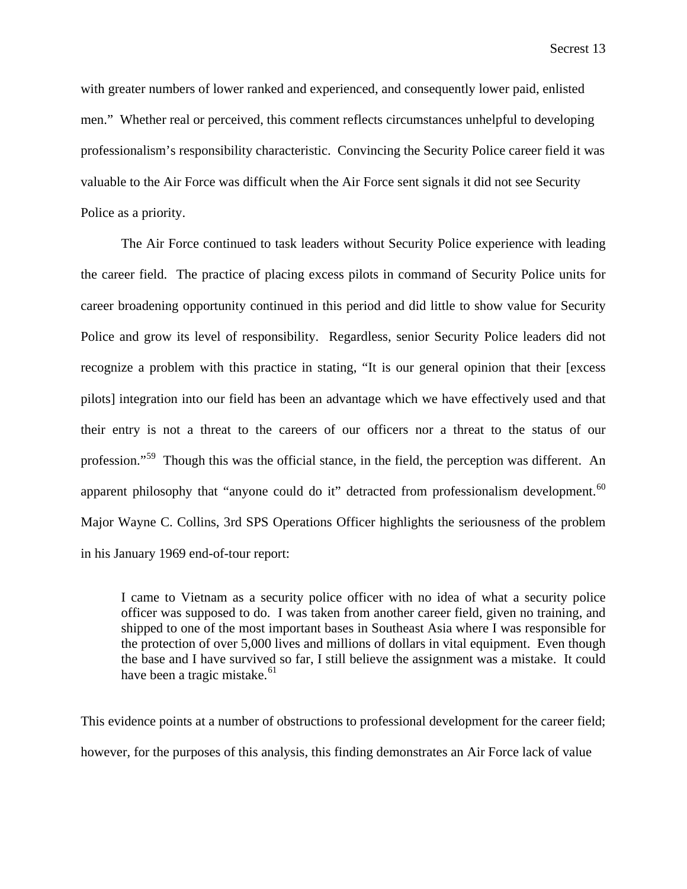with greater numbers of lower ranked and experienced, and consequently lower paid, enlisted men." Whether real or perceived, this comment reflects circumstances unhelpful to developing professionalism's responsibility characteristic. Convincing the Security Police career field it was valuable to the Air Force was difficult when the Air Force sent signals it did not see Security Police as a priority.

The Air Force continued to task leaders without Security Police experience with leading the career field. The practice of placing excess pilots in command of Security Police units for career broadening opportunity continued in this period and did little to show value for Security Police and grow its level of responsibility. Regardless, senior Security Police leaders did not recognize a problem with this practice in stating, "It is our general opinion that their [excess pilots] integration into our field has been an advantage which we have effectively used and that their entry is not a threat to the careers of our officers nor a threat to the status of our profession."[59] Though this was the official stance, in the field, the perception was different. An apparent philosophy that "anyone could do it" detracted from professionalism development.[60] Major Wayne C. Collins, 3rd SPS Operations Officer highlights the seriousness of the problem in his January 1969 end-of-tour report:

> I came to Vietnam as a security police officer with no idea of what a security police officer was supposed to do. I was taken from another career field, given no training, and shipped to one of the most important bases in Southeast Asia where I was responsible for the protection of over 5,000 lives and millions of dollars in vital equipment. Even though the base and I have survived so far, I still believe the assignment was a mistake. It could have been a tragic mistake.[61]

This evidence points at a number of obstructions to professional development for the career field; however, for the purposes of this analysis, this finding demonstrates an Air Force lack of value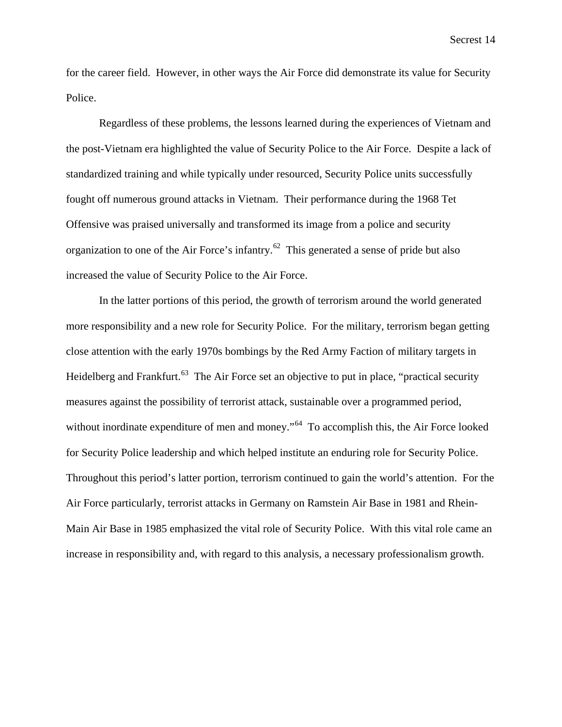for the career field. However, in other ways the Air Force did demonstrate its value for Security Police.

Regardless of these problems, the lessons learned during the experiences of Vietnam and the post-Vietnam era highlighted the value of Security Police to the Air Force. Despite a lack of standardized training and while typically under resourced, Security Police units successfully fought off numerous ground attacks in Vietnam. Their performance during the 1968 Tet Offensive was praised universally and transformed its image from a police and security organization to one of the Air Force's infantry.[62] This generated a sense of pride but also increased the value of Security Police to the Air Force.

In the latter portions of this period, the growth of terrorism around the world generated more responsibility and a new role for Security Police. For the military, terrorism began getting close attention with the early 1970s bombings by the Red Army Faction of military targets in Heidelberg and Frankfurt.[63] The Air Force set an objective to put in place, "practical security measures against the possibility of terrorist attack, sustainable over a programmed period, without inordinate expenditure of men and money."[64] To accomplish this, the Air Force looked for Security Police leadership and which helped institute an enduring role for Security Police. Throughout this period's latter portion, terrorism continued to gain the world's attention. For the Air Force particularly, terrorist attacks in Germany on Ramstein Air Base in 1981 and Rhein-Main Air Base in 1985 emphasized the vital role of Security Police. With this vital role came an increase in responsibility and, with regard to this analysis, a necessary professionalism growth.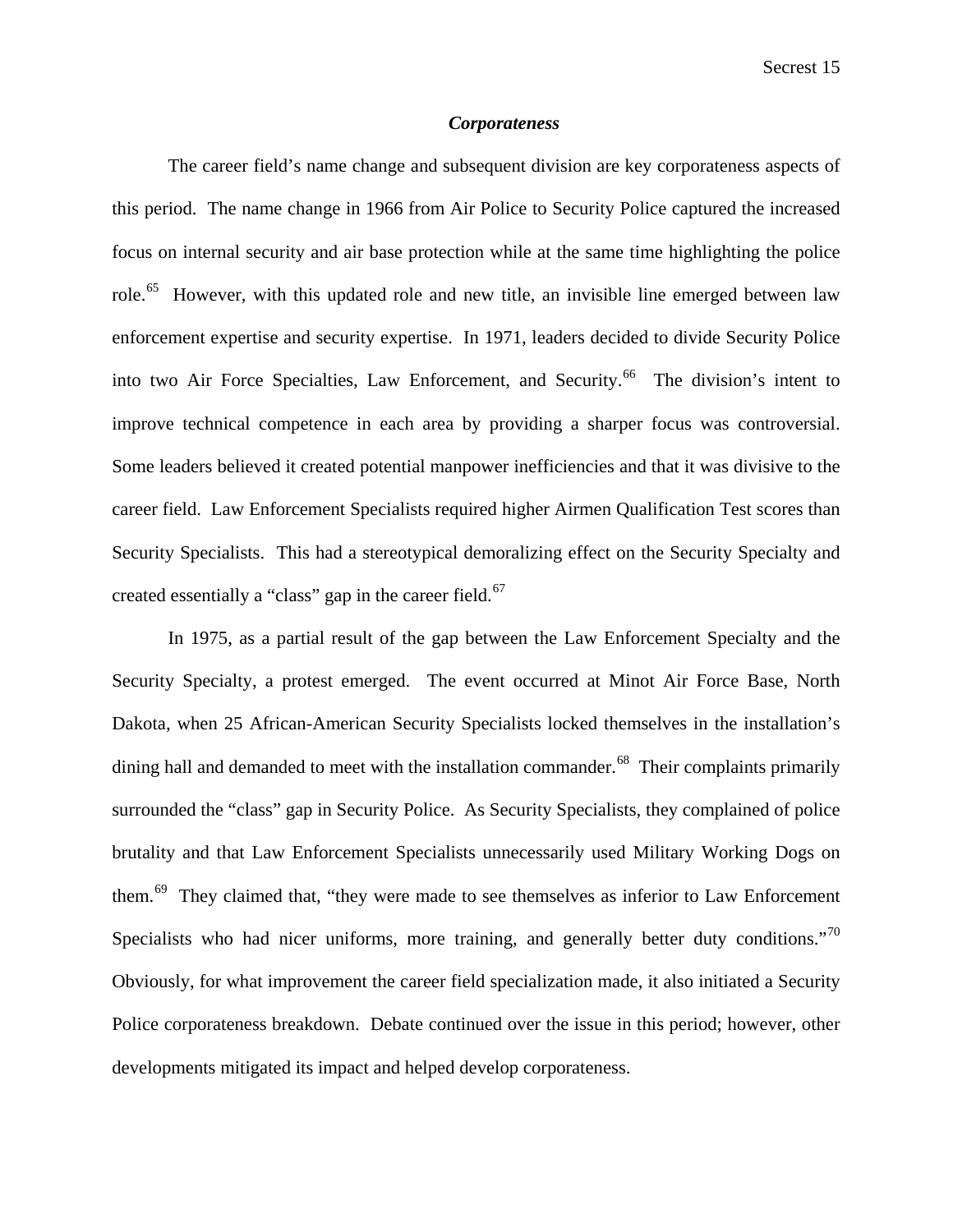### ***Corporateness***

The career field's name change and subsequent division are key corporateness aspects of this period. The name change in 1966 from Air Police to Security Police captured the increased focus on internal security and air base protection while at the same time highlighting the police role.[65] However, with this updated role and new title, an invisible line emerged between law enforcement expertise and security expertise. In 1971, leaders decided to divide Security Police into two Air Force Specialties, Law Enforcement, and Security.[66] The division's intent to improve technical competence in each area by providing a sharper focus was controversial. Some leaders believed it created potential manpower inefficiencies and that it was divisive to the career field. Law Enforcement Specialists required higher Airmen Qualification Test scores than Security Specialists. This had a stereotypical demoralizing effect on the Security Specialty and created essentially a "class" gap in the career field.[67]

In 1975, as a partial result of the gap between the Law Enforcement Specialty and the Security Specialty, a protest emerged. The event occurred at Minot Air Force Base, North Dakota, when 25 African-American Security Specialists locked themselves in the installation's dining hall and demanded to meet with the installation commander.[68] Their complaints primarily surrounded the "class" gap in Security Police. As Security Specialists, they complained of police brutality and that Law Enforcement Specialists unnecessarily used Military Working Dogs on them.[69] They claimed that, "they were made to see themselves as inferior to Law Enforcement Specialists who had nicer uniforms, more training, and generally better duty conditions."[70] Obviously, for what improvement the career field specialization made, it also initiated a Security Police corporateness breakdown. Debate continued over the issue in this period; however, other developments mitigated its impact and helped develop corporateness.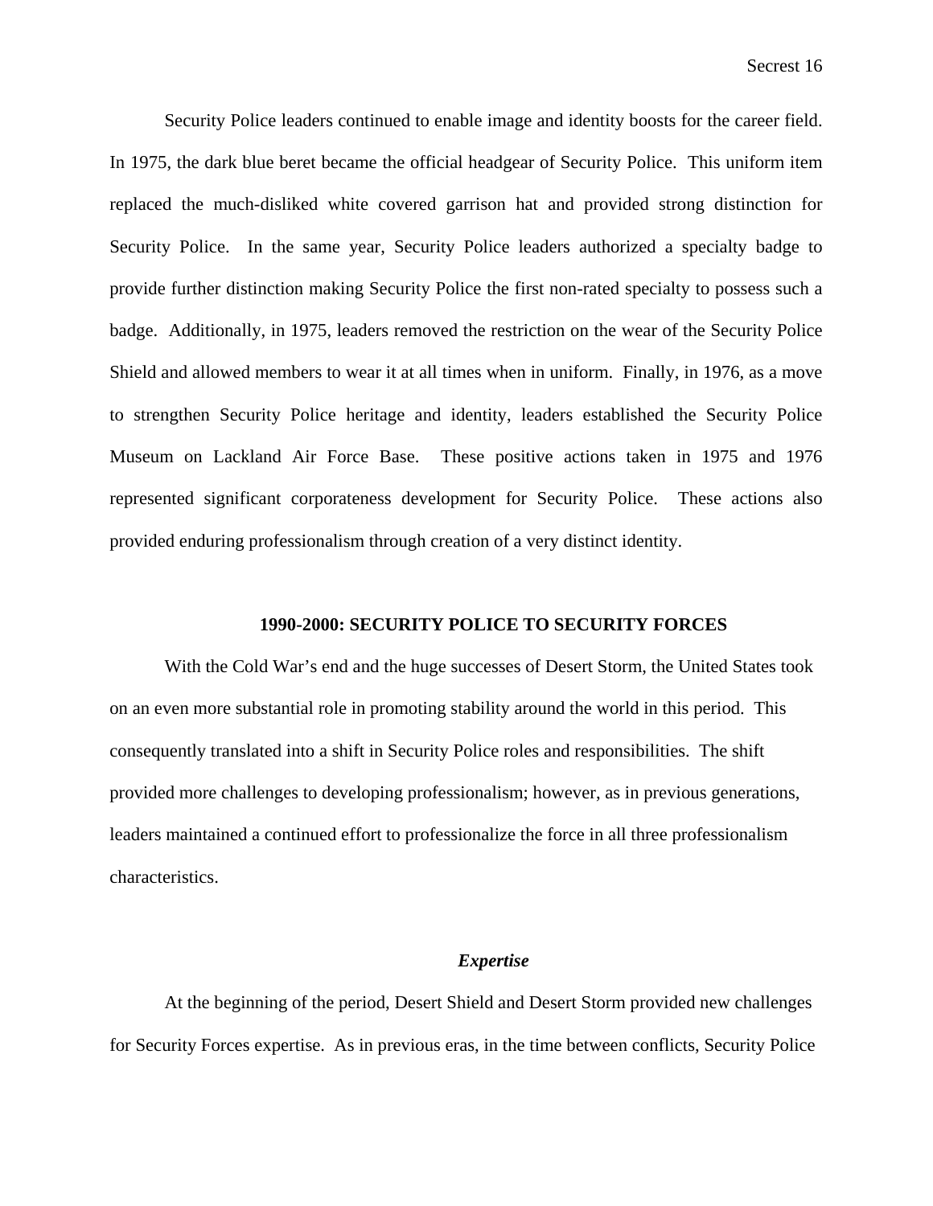Security Police leaders continued to enable image and identity boosts for the career field. In 1975, the dark blue beret became the official headgear of Security Police. This uniform item replaced the much-disliked white covered garrison hat and provided strong distinction for Security Police. In the same year, Security Police leaders authorized a specialty badge to provide further distinction making Security Police the first non-rated specialty to possess such a badge. Additionally, in 1975, leaders removed the restriction on the wear of the Security Police Shield and allowed members to wear it at all times when in uniform. Finally, in 1976, as a move to strengthen Security Police heritage and identity, leaders established the Security Police Museum on Lackland Air Force Base. These positive actions taken in 1975 and 1976 represented significant corporateness development for Security Police. These actions also provided enduring professionalism through creation of a very distinct identity.

## 1990-2000: SECURITY POLICE TO SECURITY FORCES

With the Cold War's end and the huge successes of Desert Storm, the United States took on an even more substantial role in promoting stability around the world in this period. This consequently translated into a shift in Security Police roles and responsibilities. The shift provided more challenges to developing professionalism; however, as in previous generations, leaders maintained a continued effort to professionalize the force in all three professionalism characteristics.

### *Expertise*

At the beginning of the period, Desert Shield and Desert Storm provided new challenges for Security Forces expertise. As in previous eras, in the time between conflicts, Security Police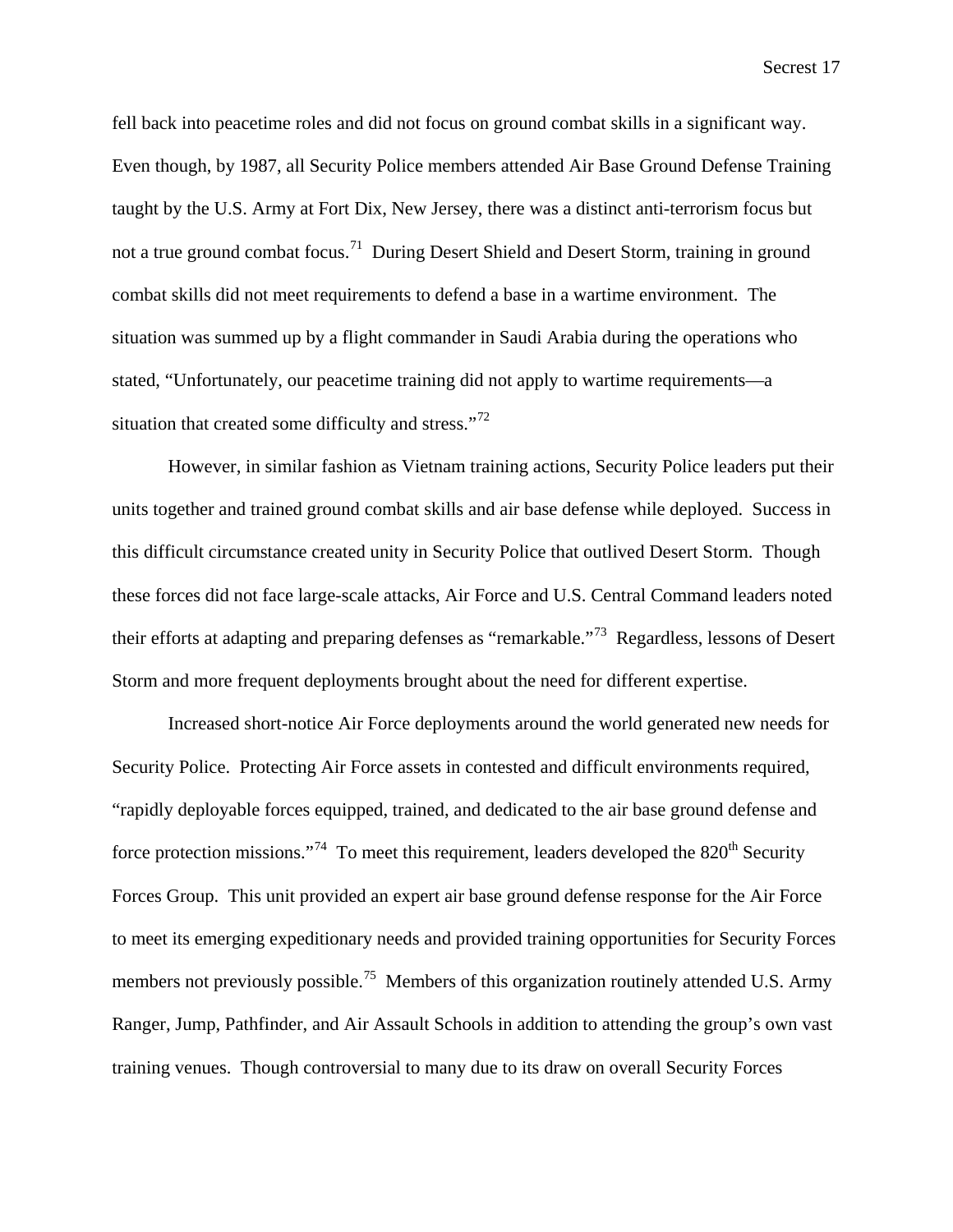fell back into peacetime roles and did not focus on ground combat skills in a significant way. Even though, by 1987, all Security Police members attended Air Base Ground Defense Training taught by the U.S. Army at Fort Dix, New Jersey, there was a distinct anti-terrorism focus but not a true ground combat focus.[71] During Desert Shield and Desert Storm, training in ground combat skills did not meet requirements to defend a base in a wartime environment. The situation was summed up by a flight commander in Saudi Arabia during the operations who stated, "Unfortunately, our peacetime training did not apply to wartime requirements—a situation that created some difficulty and stress."[72]

However, in similar fashion as Vietnam training actions, Security Police leaders put their units together and trained ground combat skills and air base defense while deployed. Success in this difficult circumstance created unity in Security Police that outlived Desert Storm. Though these forces did not face large-scale attacks, Air Force and U.S. Central Command leaders noted their efforts at adapting and preparing defenses as "remarkable."[73] Regardless, lessons of Desert Storm and more frequent deployments brought about the need for different expertise.

Increased short-notice Air Force deployments around the world generated new needs for Security Police. Protecting Air Force assets in contested and difficult environments required, "rapidly deployable forces equipped, trained, and dedicated to the air base ground defense and force protection missions."[74] To meet this requirement, leaders developed the 820th Security Forces Group. This unit provided an expert air base ground defense response for the Air Force to meet its emerging expeditionary needs and provided training opportunities for Security Forces members not previously possible.[75] Members of this organization routinely attended U.S. Army Ranger, Jump, Pathfinder, and Air Assault Schools in addition to attending the group's own vast training venues. Though controversial to many due to its draw on overall Security Forces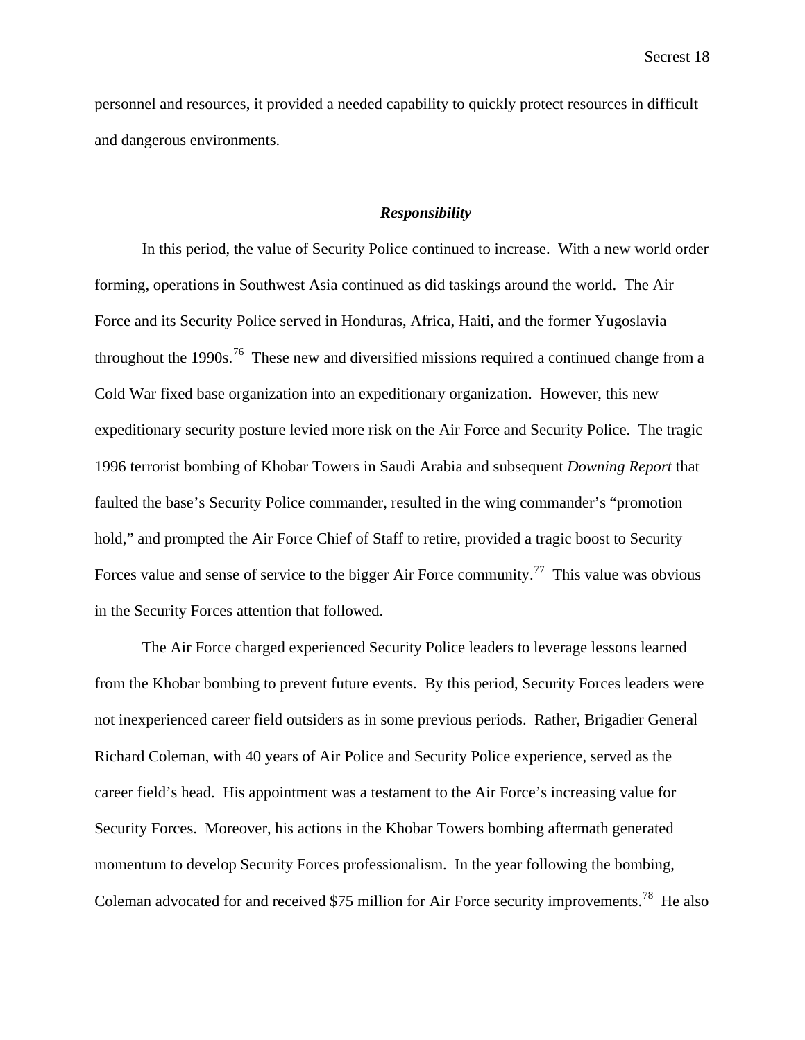personnel and resources, it provided a needed capability to quickly protect resources in difficult and dangerous environments.

### ***Responsibility***

In this period, the value of Security Police continued to increase. With a new world order forming, operations in Southwest Asia continued as did taskings around the world. The Air Force and its Security Police served in Honduras, Africa, Haiti, and the former Yugoslavia throughout the 1990s.[76] These new and diversified missions required a continued change from a Cold War fixed base organization into an expeditionary organization. However, this new expeditionary security posture levied more risk on the Air Force and Security Police. The tragic 1996 terrorist bombing of Khobar Towers in Saudi Arabia and subsequent *Downing Report* that faulted the base's Security Police commander, resulted in the wing commander's "promotion hold," and prompted the Air Force Chief of Staff to retire, provided a tragic boost to Security Forces value and sense of service to the bigger Air Force community.[77] This value was obvious in the Security Forces attention that followed.

The Air Force charged experienced Security Police leaders to leverage lessons learned from the Khobar bombing to prevent future events. By this period, Security Forces leaders were not inexperienced career field outsiders as in some previous periods. Rather, Brigadier General Richard Coleman, with 40 years of Air Police and Security Police experience, served as the career field's head. His appointment was a testament to the Air Force's increasing value for Security Forces. Moreover, his actions in the Khobar Towers bombing aftermath generated momentum to develop Security Forces professionalism. In the year following the bombing, Coleman advocated for and received $75 million for Air Force security improvements.[78] He also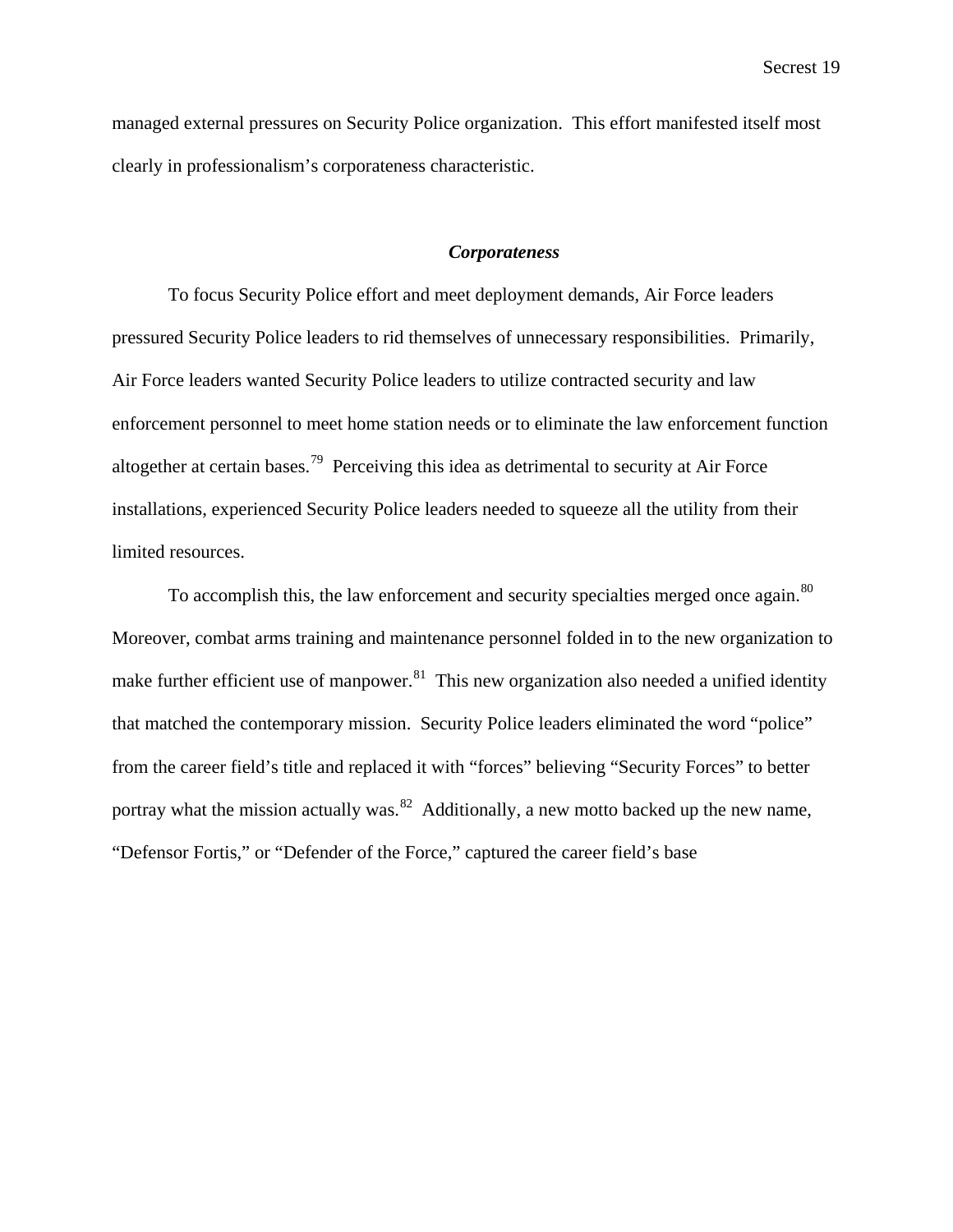managed external pressures on Security Police organization. This effort manifested itself most clearly in professionalism's corporateness characteristic.

### ***Corporateness***

To focus Security Police effort and meet deployment demands, Air Force leaders pressured Security Police leaders to rid themselves of unnecessary responsibilities. Primarily, Air Force leaders wanted Security Police leaders to utilize contracted security and law enforcement personnel to meet home station needs or to eliminate the law enforcement function altogether at certain bases.[79] Perceiving this idea as detrimental to security at Air Force installations, experienced Security Police leaders needed to squeeze all the utility from their limited resources.

To accomplish this, the law enforcement and security specialties merged once again.[80] Moreover, combat arms training and maintenance personnel folded in to the new organization to make further efficient use of manpower.[81] This new organization also needed a unified identity that matched the contemporary mission. Security Police leaders eliminated the word "police" from the career field's title and replaced it with "forces" believing "Security Forces" to better portray what the mission actually was.[82] Additionally, a new motto backed up the new name, "Defensor Fortis," or "Defender of the Force," captured the career field's base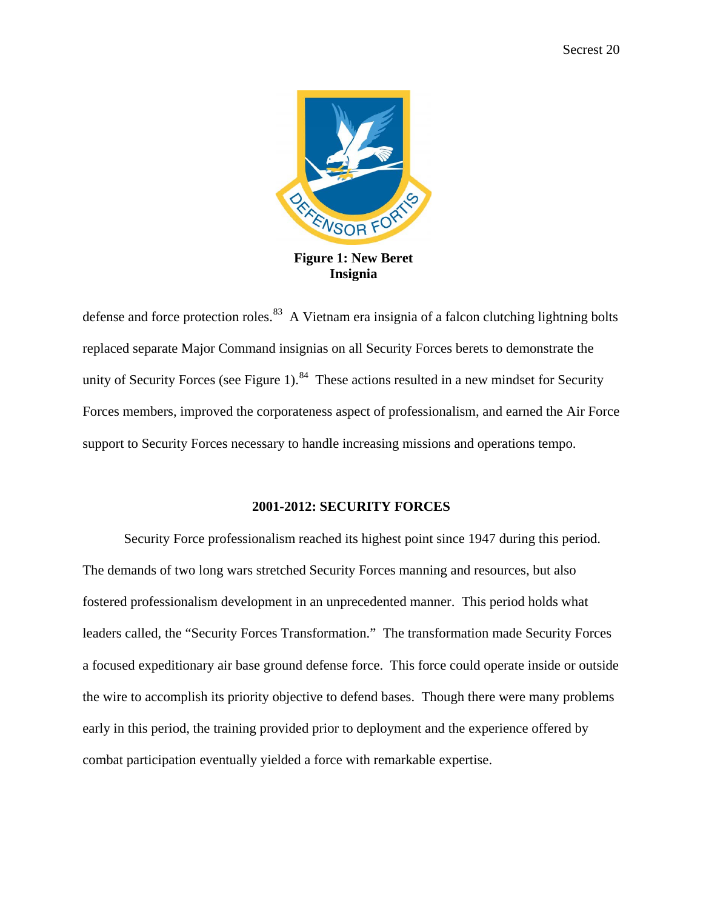**Figure 1: New Beret Insignia**

defense and force protection roles.[83] A Vietnam era insignia of a falcon clutching lightning bolts replaced separate Major Command insignias on all Security Forces berets to demonstrate the unity of Security Forces (see Figure 1).[84] These actions resulted in a new mindset for Security Forces members, improved the corporateness aspect of professionalism, and earned the Air Force support to Security Forces necessary to handle increasing missions and operations tempo.

## 2001-2012: SECURITY FORCES

Security Force professionalism reached its highest point since 1947 during this period. The demands of two long wars stretched Security Forces manning and resources, but also fostered professionalism development in an unprecedented manner. This period holds what leaders called, the "Security Forces Transformation." The transformation made Security Forces a focused expeditionary air base ground defense force. This force could operate inside or outside the wire to accomplish its priority objective to defend bases. Though there were many problems early in this period, the training provided prior to deployment and the experience offered by combat participation eventually yielded a force with remarkable expertise.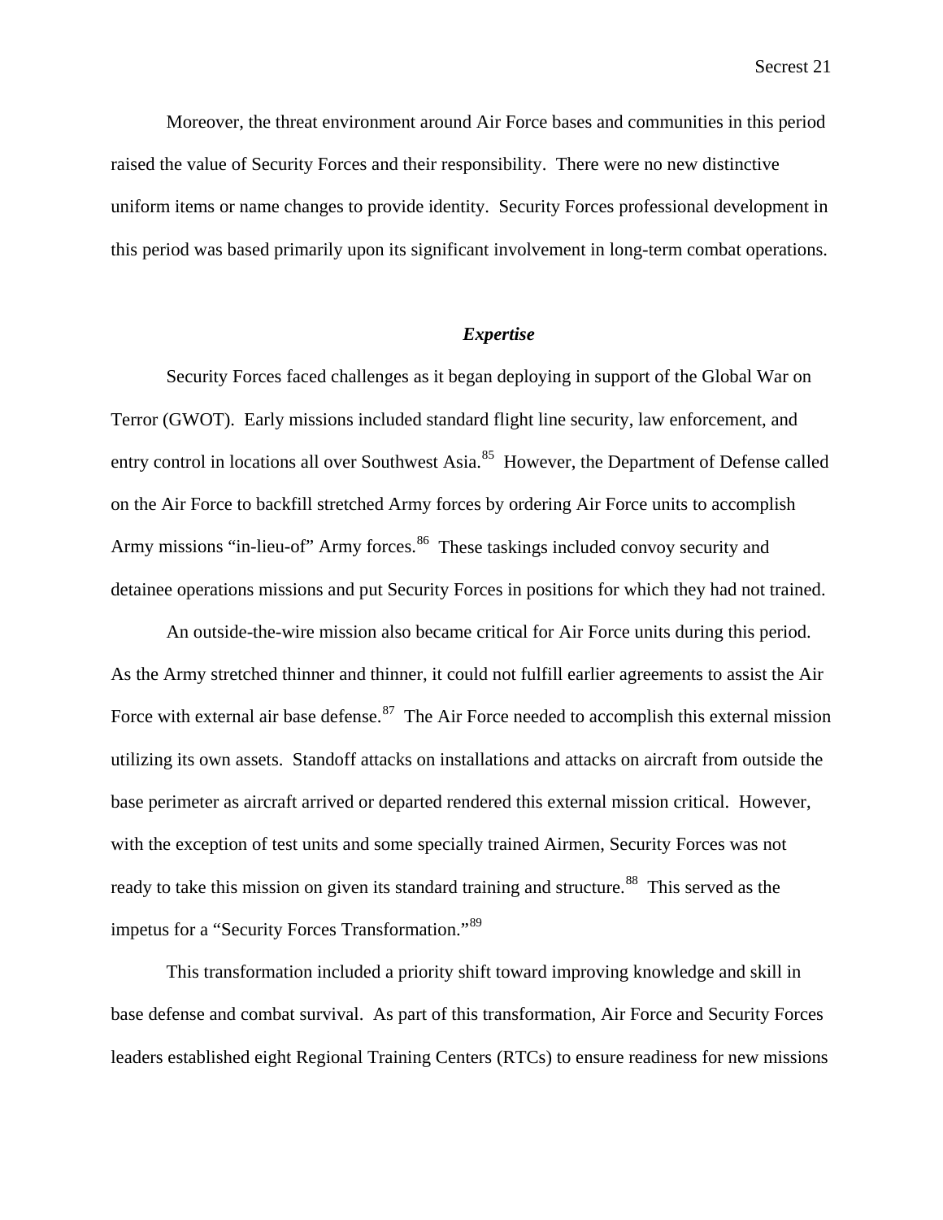Moreover, the threat environment around Air Force bases and communities in this period raised the value of Security Forces and their responsibility. There were no new distinctive uniform items or name changes to provide identity. Security Forces professional development in this period was based primarily upon its significant involvement in long-term combat operations.

### *Expertise*

Security Forces faced challenges as it began deploying in support of the Global War on Terror (GWOT). Early missions included standard flight line security, law enforcement, and entry control in locations all over Southwest Asia.[85] However, the Department of Defense called on the Air Force to backfill stretched Army forces by ordering Air Force units to accomplish Army missions "in-lieu-of" Army forces.[86] These taskings included convoy security and detainee operations missions and put Security Forces in positions for which they had not trained.

An outside-the-wire mission also became critical for Air Force units during this period. As the Army stretched thinner and thinner, it could not fulfill earlier agreements to assist the Air Force with external air base defense.[87] The Air Force needed to accomplish this external mission utilizing its own assets. Standoff attacks on installations and attacks on aircraft from outside the base perimeter as aircraft arrived or departed rendered this external mission critical. However, with the exception of test units and some specially trained Airmen, Security Forces was not ready to take this mission on given its standard training and structure.[88] This served as the impetus for a "Security Forces Transformation."[89]

This transformation included a priority shift toward improving knowledge and skill in base defense and combat survival. As part of this transformation, Air Force and Security Forces leaders established eight Regional Training Centers (RTCs) to ensure readiness for new missions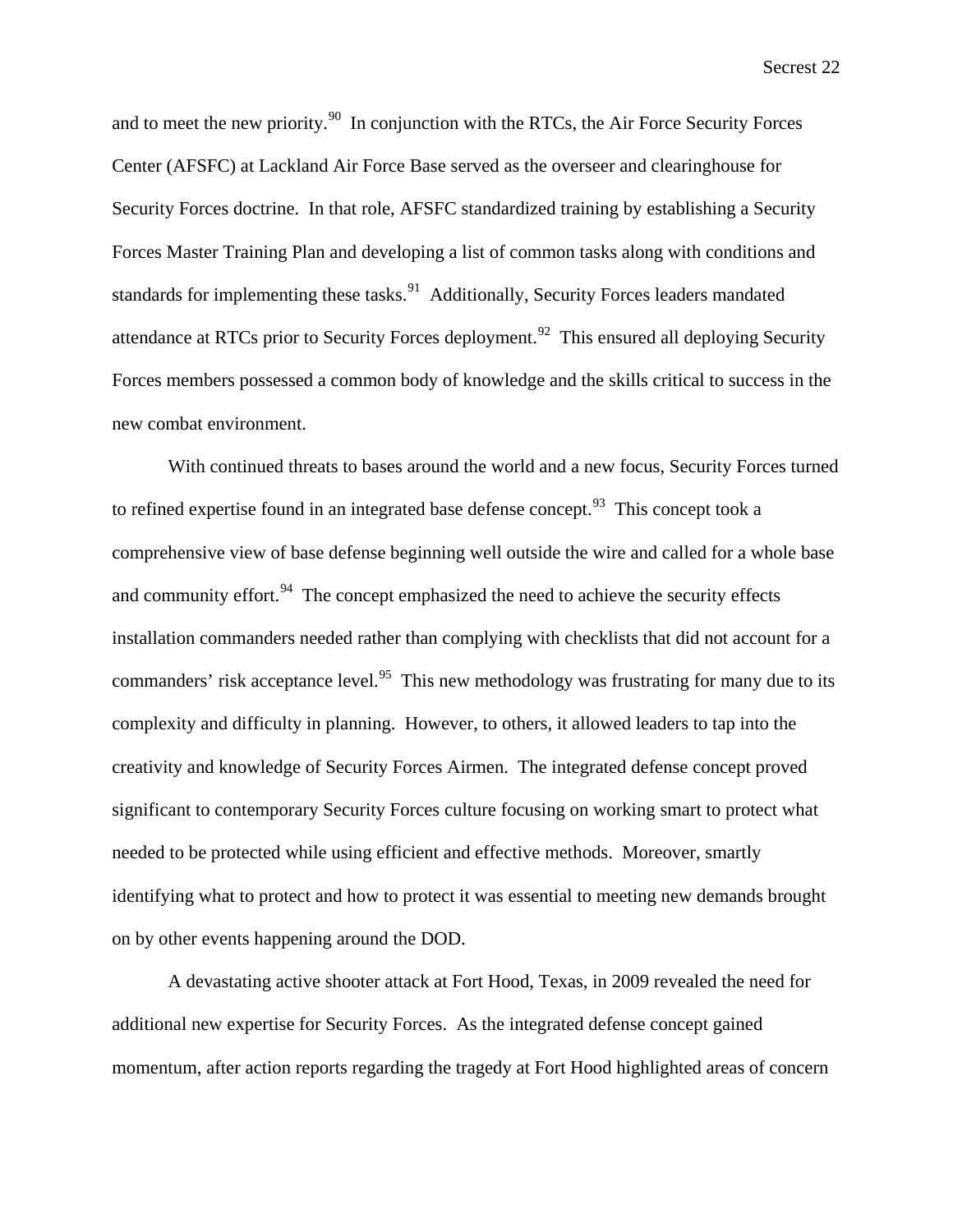and to meet the new priority.[90] In conjunction with the RTCs, the Air Force Security Forces Center (AFSFC) at Lackland Air Force Base served as the overseer and clearinghouse for Security Forces doctrine. In that role, AFSFC standardized training by establishing a Security Forces Master Training Plan and developing a list of common tasks along with conditions and standards for implementing these tasks.[91] Additionally, Security Forces leaders mandated attendance at RTCs prior to Security Forces deployment.[92] This ensured all deploying Security Forces members possessed a common body of knowledge and the skills critical to success in the new combat environment.

With continued threats to bases around the world and a new focus, Security Forces turned to refined expertise found in an integrated base defense concept.[93] This concept took a comprehensive view of base defense beginning well outside the wire and called for a whole base and community effort.[94] The concept emphasized the need to achieve the security effects installation commanders needed rather than complying with checklists that did not account for a commanders' risk acceptance level.[95] This new methodology was frustrating for many due to its complexity and difficulty in planning. However, to others, it allowed leaders to tap into the creativity and knowledge of Security Forces Airmen. The integrated defense concept proved significant to contemporary Security Forces culture focusing on working smart to protect what needed to be protected while using efficient and effective methods. Moreover, smartly identifying what to protect and how to protect it was essential to meeting new demands brought on by other events happening around the DOD.

A devastating active shooter attack at Fort Hood, Texas, in 2009 revealed the need for additional new expertise for Security Forces. As the integrated defense concept gained momentum, after action reports regarding the tragedy at Fort Hood highlighted areas of concern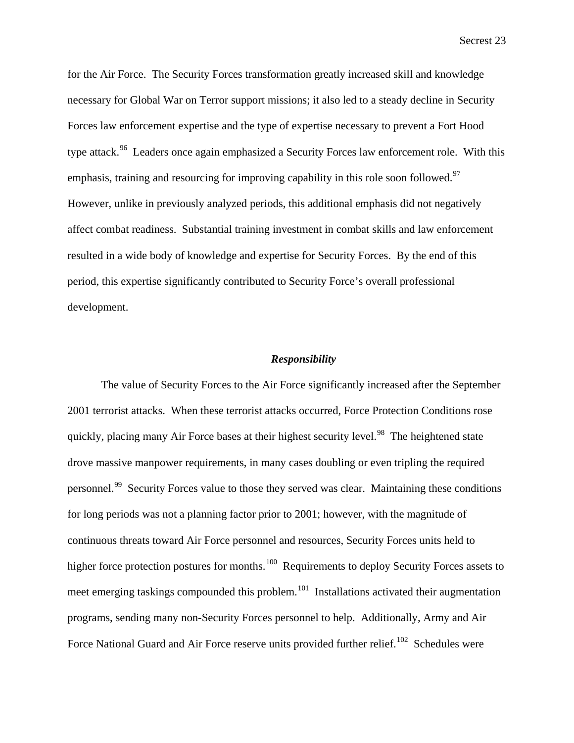for the Air Force. The Security Forces transformation greatly increased skill and knowledge necessary for Global War on Terror support missions; it also led to a steady decline in Security Forces law enforcement expertise and the type of expertise necessary to prevent a Fort Hood type attack.[96] Leaders once again emphasized a Security Forces law enforcement role. With this emphasis, training and resourcing for improving capability in this role soon followed.[97] However, unlike in previously analyzed periods, this additional emphasis did not negatively affect combat readiness. Substantial training investment in combat skills and law enforcement resulted in a wide body of knowledge and expertise for Security Forces. By the end of this period, this expertise significantly contributed to Security Force's overall professional development.

### ***Responsibility***

The value of Security Forces to the Air Force significantly increased after the September 2001 terrorist attacks. When these terrorist attacks occurred, Force Protection Conditions rose quickly, placing many Air Force bases at their highest security level.[98] The heightened state drove massive manpower requirements, in many cases doubling or even tripling the required personnel.[99] Security Forces value to those they served was clear. Maintaining these conditions for long periods was not a planning factor prior to 2001; however, with the magnitude of continuous threats toward Air Force personnel and resources, Security Forces units held to higher force protection postures for months.[100] Requirements to deploy Security Forces assets to meet emerging taskings compounded this problem.[101] Installations activated their augmentation programs, sending many non-Security Forces personnel to help. Additionally, Army and Air Force National Guard and Air Force reserve units provided further relief.[102] Schedules were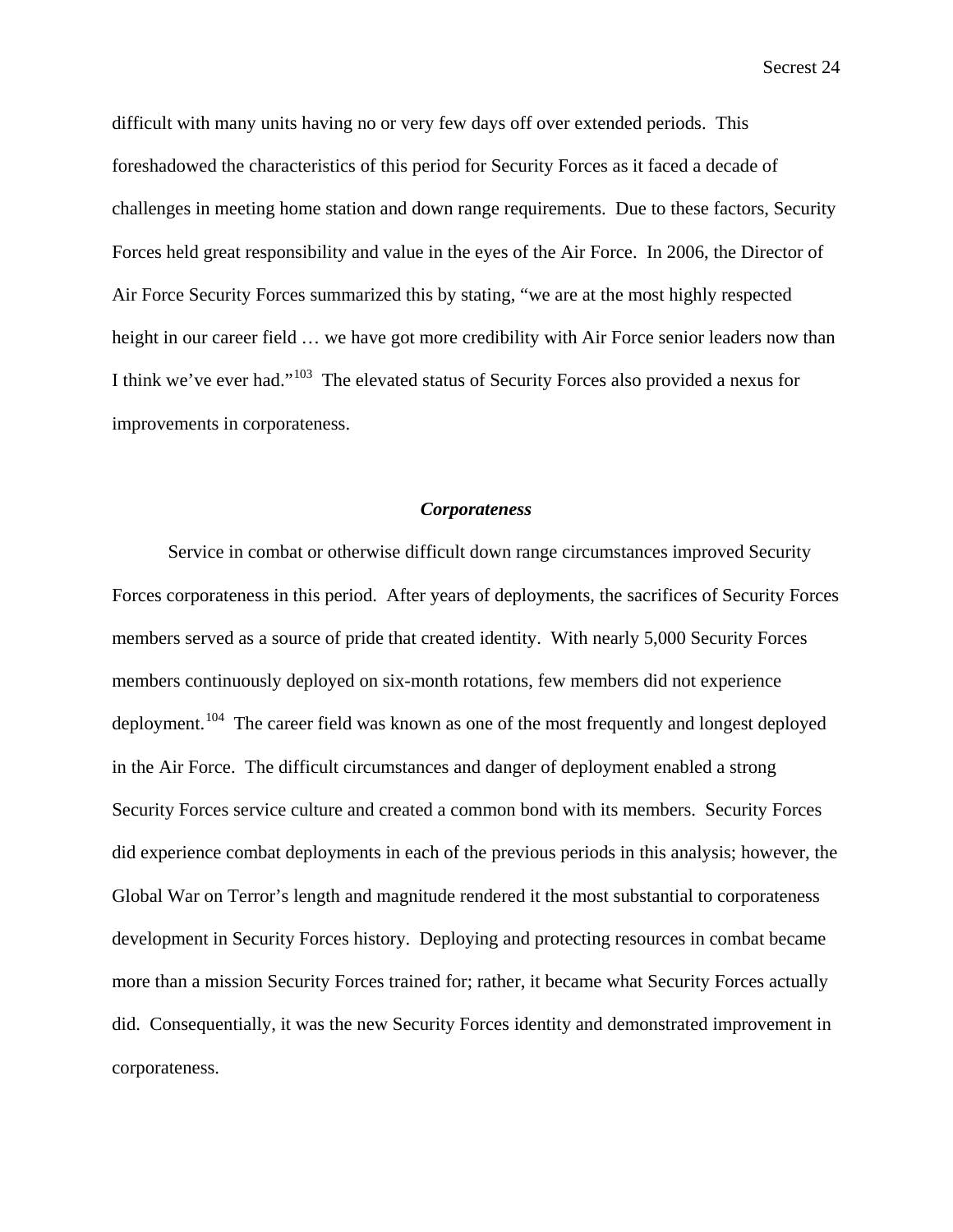difficult with many units having no or very few days off over extended periods. This foreshadowed the characteristics of this period for Security Forces as it faced a decade of challenges in meeting home station and down range requirements. Due to these factors, Security Forces held great responsibility and value in the eyes of the Air Force. In 2006, the Director of Air Force Security Forces summarized this by stating, "we are at the most highly respected height in our career field … we have got more credibility with Air Force senior leaders now than I think we've ever had."[103] The elevated status of Security Forces also provided a nexus for improvements in corporateness.

### *Corporateness*

Service in combat or otherwise difficult down range circumstances improved Security Forces corporateness in this period. After years of deployments, the sacrifices of Security Forces members served as a source of pride that created identity. With nearly 5,000 Security Forces members continuously deployed on six-month rotations, few members did not experience deployment.[104] The career field was known as one of the most frequently and longest deployed in the Air Force. The difficult circumstances and danger of deployment enabled a strong Security Forces service culture and created a common bond with its members. Security Forces did experience combat deployments in each of the previous periods in this analysis; however, the Global War on Terror's length and magnitude rendered it the most substantial to corporateness development in Security Forces history. Deploying and protecting resources in combat became more than a mission Security Forces trained for; rather, it became what Security Forces actually did. Consequentially, it was the new Security Forces identity and demonstrated improvement in corporateness.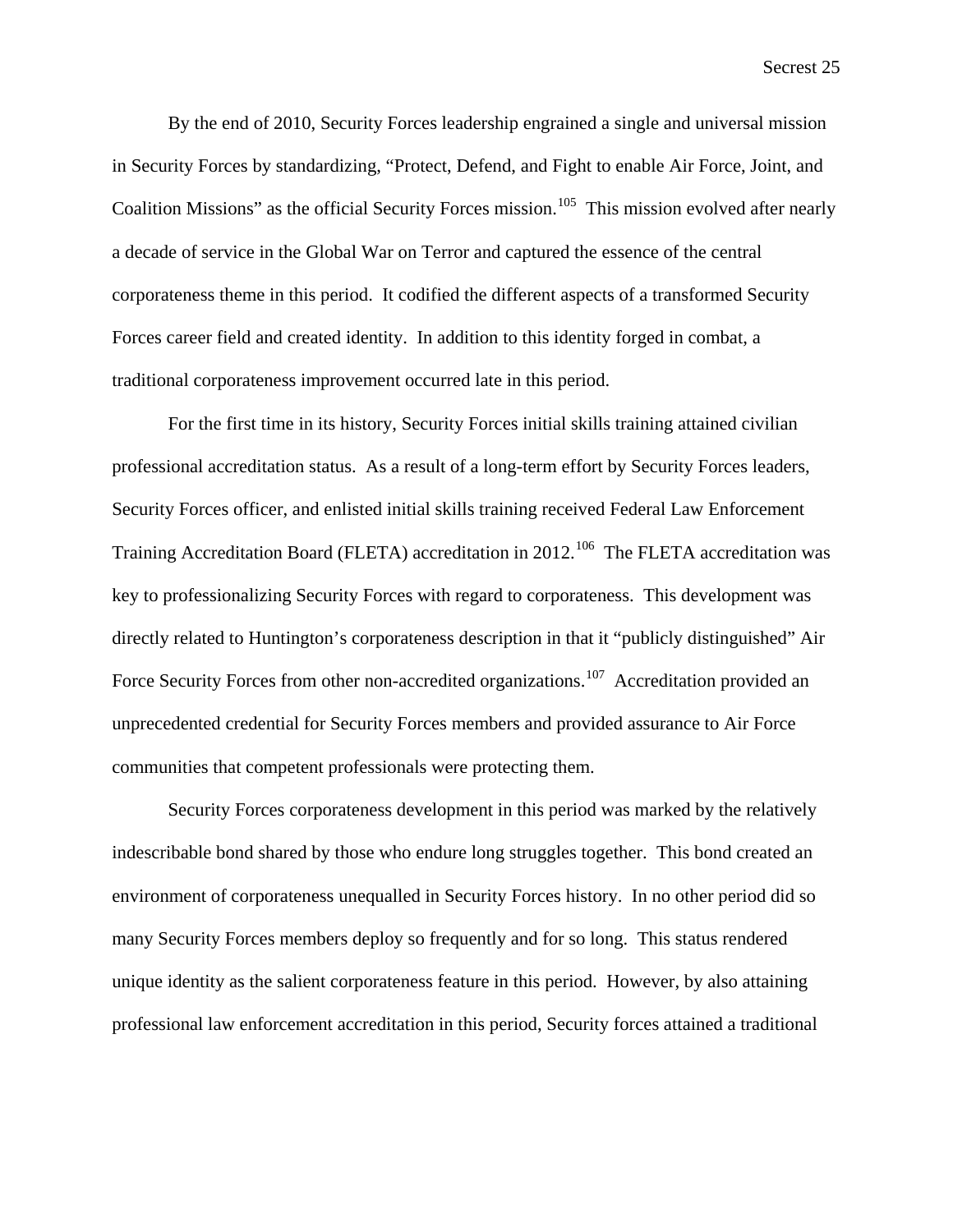By the end of 2010, Security Forces leadership engrained a single and universal mission in Security Forces by standardizing, "Protect, Defend, and Fight to enable Air Force, Joint, and Coalition Missions" as the official Security Forces mission.[105] This mission evolved after nearly a decade of service in the Global War on Terror and captured the essence of the central corporateness theme in this period. It codified the different aspects of a transformed Security Forces career field and created identity. In addition to this identity forged in combat, a traditional corporateness improvement occurred late in this period.

For the first time in its history, Security Forces initial skills training attained civilian professional accreditation status. As a result of a long-term effort by Security Forces leaders, Security Forces officer, and enlisted initial skills training received Federal Law Enforcement Training Accreditation Board (FLETA) accreditation in 2012.[106] The FLETA accreditation was key to professionalizing Security Forces with regard to corporateness. This development was directly related to Huntington's corporateness description in that it "publicly distinguished" Air Force Security Forces from other non-accredited organizations.[107] Accreditation provided an unprecedented credential for Security Forces members and provided assurance to Air Force communities that competent professionals were protecting them.

Security Forces corporateness development in this period was marked by the relatively indescribable bond shared by those who endure long struggles together. This bond created an environment of corporateness unequalled in Security Forces history. In no other period did so many Security Forces members deploy so frequently and for so long. This status rendered unique identity as the salient corporateness feature in this period. However, by also attaining professional law enforcement accreditation in this period, Security forces attained a traditional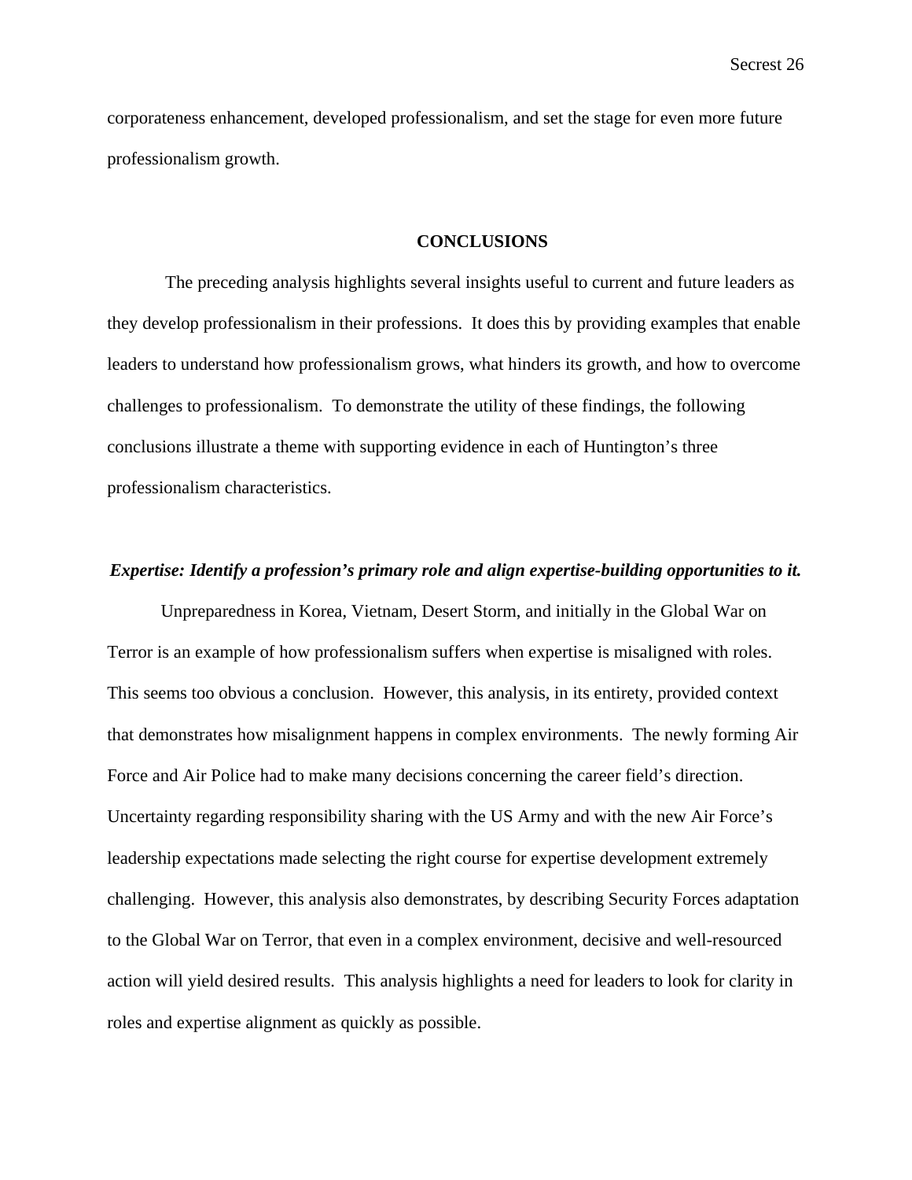corporateness enhancement, developed professionalism, and set the stage for even more future professionalism growth.

## CONCLUSIONS

The preceding analysis highlights several insights useful to current and future leaders as they develop professionalism in their professions. It does this by providing examples that enable leaders to understand how professionalism grows, what hinders its growth, and how to overcome challenges to professionalism. To demonstrate the utility of these findings, the following conclusions illustrate a theme with supporting evidence in each of Huntington's three professionalism characteristics.

### ***Expertise: Identify a profession's primary role and align expertise-building opportunities to it.***

Unpreparedness in Korea, Vietnam, Desert Storm, and initially in the Global War on Terror is an example of how professionalism suffers when expertise is misaligned with roles. This seems too obvious a conclusion. However, this analysis, in its entirety, provided context that demonstrates how misalignment happens in complex environments. The newly forming Air Force and Air Police had to make many decisions concerning the career field's direction. Uncertainty regarding responsibility sharing with the US Army and with the new Air Force's leadership expectations made selecting the right course for expertise development extremely challenging. However, this analysis also demonstrates, by describing Security Forces adaptation to the Global War on Terror, that even in a complex environment, decisive and well-resourced action will yield desired results. This analysis highlights a need for leaders to look for clarity in roles and expertise alignment as quickly as possible.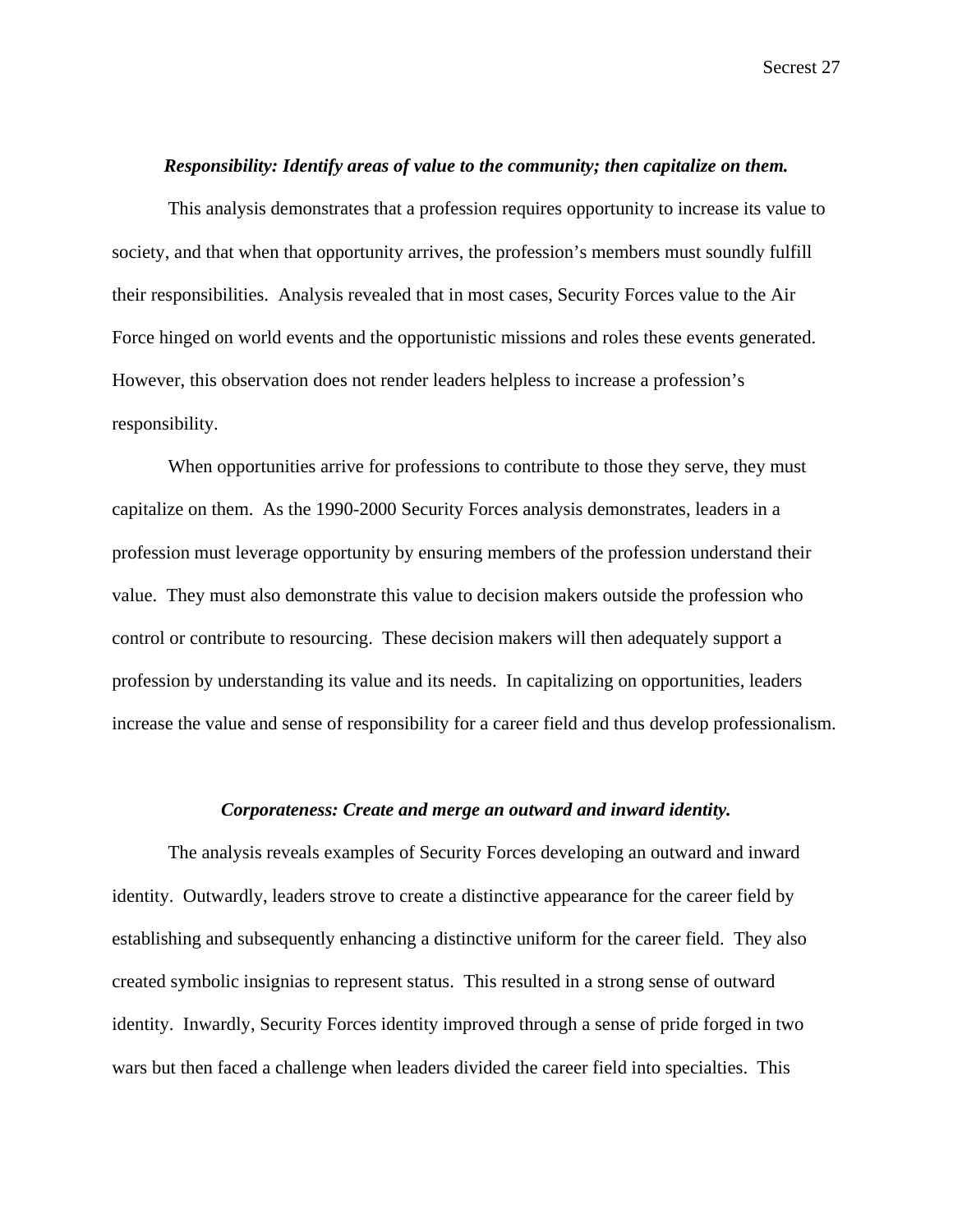***Responsibility: Identify areas of value to the community; then capitalize on them.***

This analysis demonstrates that a profession requires opportunity to increase its value to society, and that when that opportunity arrives, the profession's members must soundly fulfill their responsibilities. Analysis revealed that in most cases, Security Forces value to the Air Force hinged on world events and the opportunistic missions and roles these events generated. However, this observation does not render leaders helpless to increase a profession's responsibility.

When opportunities arrive for professions to contribute to those they serve, they must capitalize on them. As the 1990-2000 Security Forces analysis demonstrates, leaders in a profession must leverage opportunity by ensuring members of the profession understand their value. They must also demonstrate this value to decision makers outside the profession who control or contribute to resourcing. These decision makers will then adequately support a profession by understanding its value and its needs. In capitalizing on opportunities, leaders increase the value and sense of responsibility for a career field and thus develop professionalism.

***Corporateness: Create and merge an outward and inward identity.***

The analysis reveals examples of Security Forces developing an outward and inward identity. Outwardly, leaders strove to create a distinctive appearance for the career field by establishing and subsequently enhancing a distinctive uniform for the career field. They also created symbolic insignias to represent status. This resulted in a strong sense of outward identity. Inwardly, Security Forces identity improved through a sense of pride forged in two wars but then faced a challenge when leaders divided the career field into specialties. This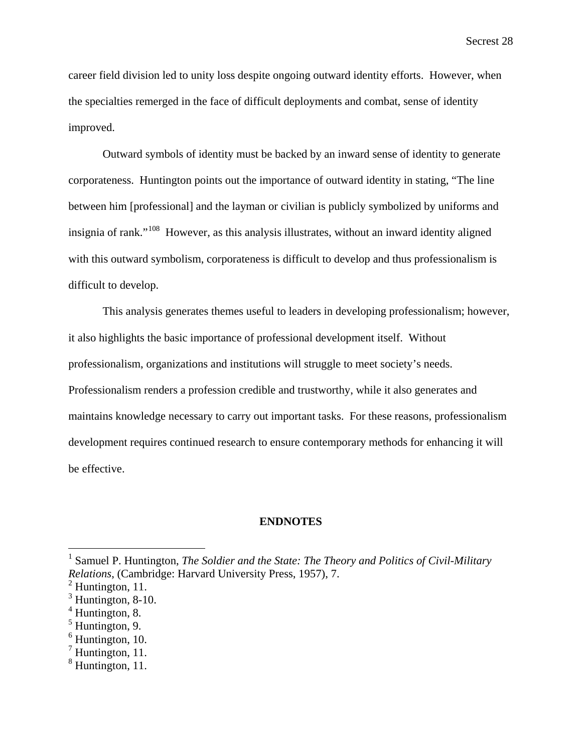career field division led to unity loss despite ongoing outward identity efforts. However, when the specialties remerged in the face of difficult deployments and combat, sense of identity improved.

Outward symbols of identity must be backed by an inward sense of identity to generate corporateness. Huntington points out the importance of outward identity in stating, "The line between him [professional] and the layman or civilian is publicly symbolized by uniforms and insignia of rank."[108] However, as this analysis illustrates, without an inward identity aligned with this outward symbolism, corporateness is difficult to develop and thus professionalism is difficult to develop.

This analysis generates themes useful to leaders in developing professionalism; however, it also highlights the basic importance of professional development itself. Without professionalism, organizations and institutions will struggle to meet society's needs. Professionalism renders a profession credible and trustworthy, while it also generates and maintains knowledge necessary to carry out important tasks. For these reasons, professionalism development requires continued research to ensure contemporary methods for enhancing it will be effective.

**ENDNOTES**

[1] Samuel P. Huntington, *The Soldier and the State: The Theory and Politics of Civil-Military Relations*, (Cambridge: Harvard University Press, 1957), 7.
[2] Huntington, 11.
[3] Huntington, 8-10.
[4] Huntington, 8.
[5] Huntington, 9.
[6] Huntington, 10.
[7] Huntington, 11.
[8] Huntington, 11.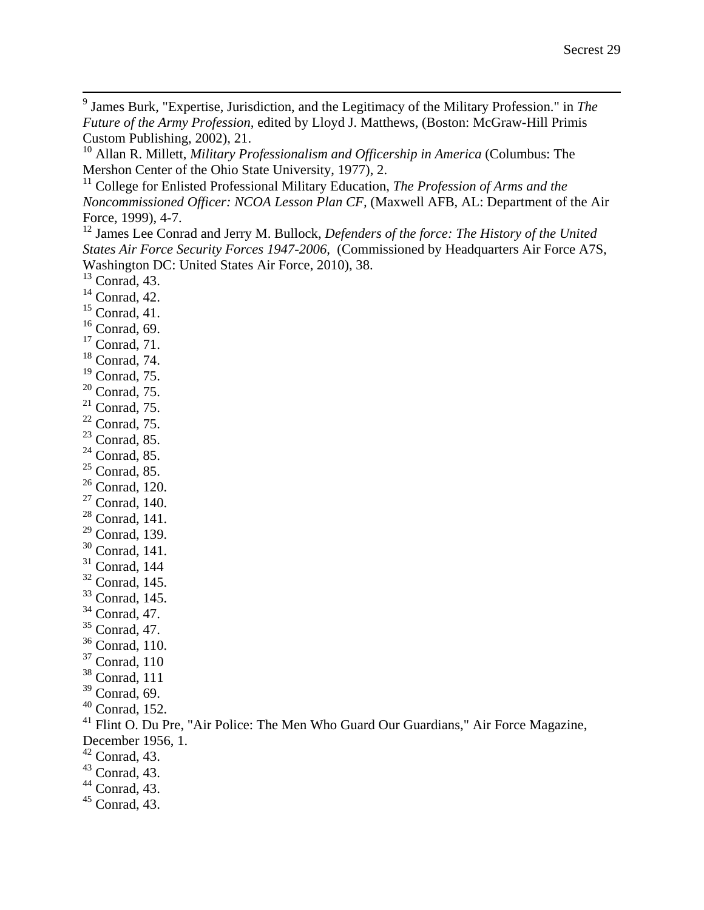[9] James Burk, "Expertise, Jurisdiction, and the Legitimacy of the Military Profession." in *The Future of the Army Profession,* edited by Lloyd J. Matthews, (Boston: McGraw-Hill Primis Custom Publishing, 2002), 21.

[10] Allan R. Millett, *Military Professionalism and Officership in America* (Columbus: The Mershon Center of the Ohio State University, 1977), 2.

[11] College for Enlisted Professional Military Education, *The Profession of Arms and the Noncommissioned Officer: NCOA Lesson Plan CF,* (Maxwell AFB, AL: Department of the Air Force, 1999), 4-7.

[12] James Lee Conrad and Jerry M. Bullock, *Defenders of the force: The History of the United States Air Force Security Forces 1947-2006,* (Commissioned by Headquarters Air Force A7S, Washington DC: United States Air Force, 2010), 38.

[13] Conrad, 43.

[14] Conrad, 42.

[15] Conrad, 41.

[16] Conrad, 69.

[17] Conrad, 71.

[18] Conrad, 74.

[19] Conrad, 75.

[20] Conrad, 75.

[21] Conrad, 75.

[22] Conrad, 75.

[23] Conrad, 85.

[24] Conrad, 85.

[25] Conrad, 85.

[26] Conrad, 120.

[27] Conrad, 140.

[28] Conrad, 141.

[29] Conrad, 139.

[30] Conrad, 141.

[31] Conrad, 144

[32] Conrad, 145.

[33] Conrad, 145.

[34] Conrad, 47.

[35] Conrad, 47.

[36] Conrad, 110.

[37] Conrad, 110

[38] Conrad, 111

[39] Conrad, 69.

[40] Conrad, 152.

[41] Flint O. Du Pre, "Air Police: The Men Who Guard Our Guardians," Air Force Magazine, December 1956, 1.

[42] Conrad, 43.

[43] Conrad, 43.

[44] Conrad, 43.

[45] Conrad, 43.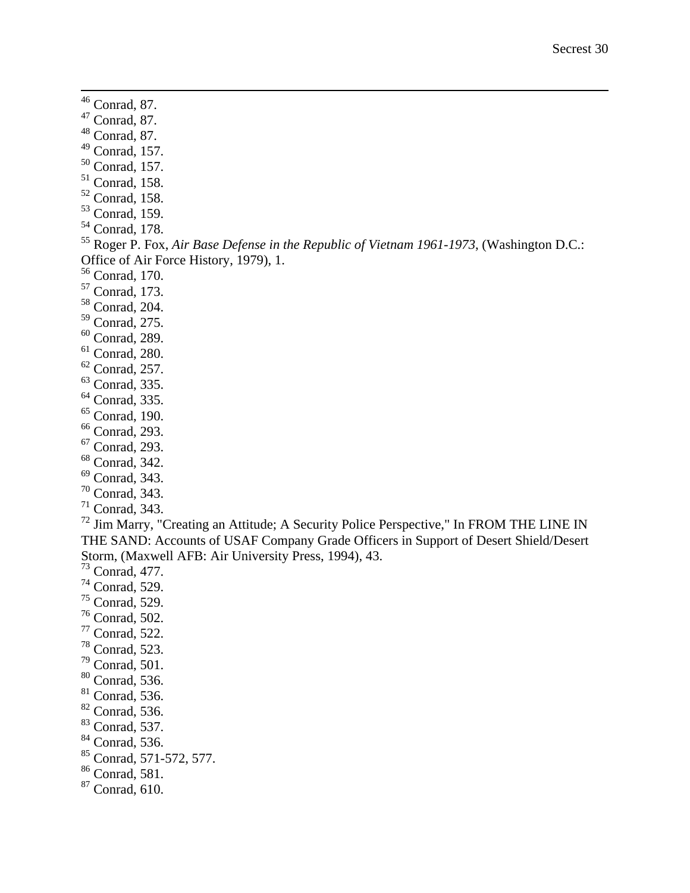[46] Conrad, 87.
[47] Conrad, 87.
[48] Conrad, 87.
[49] Conrad, 157.
[50] Conrad, 157.
[51] Conrad, 158.
[52] Conrad, 158.
[53] Conrad, 159.
[54] Conrad, 178.
[55] Roger P. Fox, *Air Base Defense in the Republic of Vietnam 1961-1973*, (Washington D.C.: Office of Air Force History, 1979), 1.
[56] Conrad, 170.
[57] Conrad, 173.
[58] Conrad, 204.
[59] Conrad, 275.
[60] Conrad, 289.
[61] Conrad, 280.
[62] Conrad, 257.
[63] Conrad, 335.
[64] Conrad, 335.
[65] Conrad, 190.
[66] Conrad, 293.
[67] Conrad, 293.
[68] Conrad, 342.
[69] Conrad, 343.
[70] Conrad, 343.
[71] Conrad, 343.
[72] Jim Marry, "Creating an Attitude; A Security Police Perspective," In FROM THE LINE IN THE SAND: Accounts of USAF Company Grade Officers in Support of Desert Shield/Desert Storm, (Maxwell AFB: Air University Press, 1994), 43.
[73] Conrad, 477.
[74] Conrad, 529.
[75] Conrad, 529.
[76] Conrad, 502.
[77] Conrad, 522.
[78] Conrad, 523.
[79] Conrad, 501.
[80] Conrad, 536.
[81] Conrad, 536.
[82] Conrad, 536.
[83] Conrad, 537.
[84] Conrad, 536.
[85] Conrad, 571-572, 577.
[86] Conrad, 581.
[87] Conrad, 610.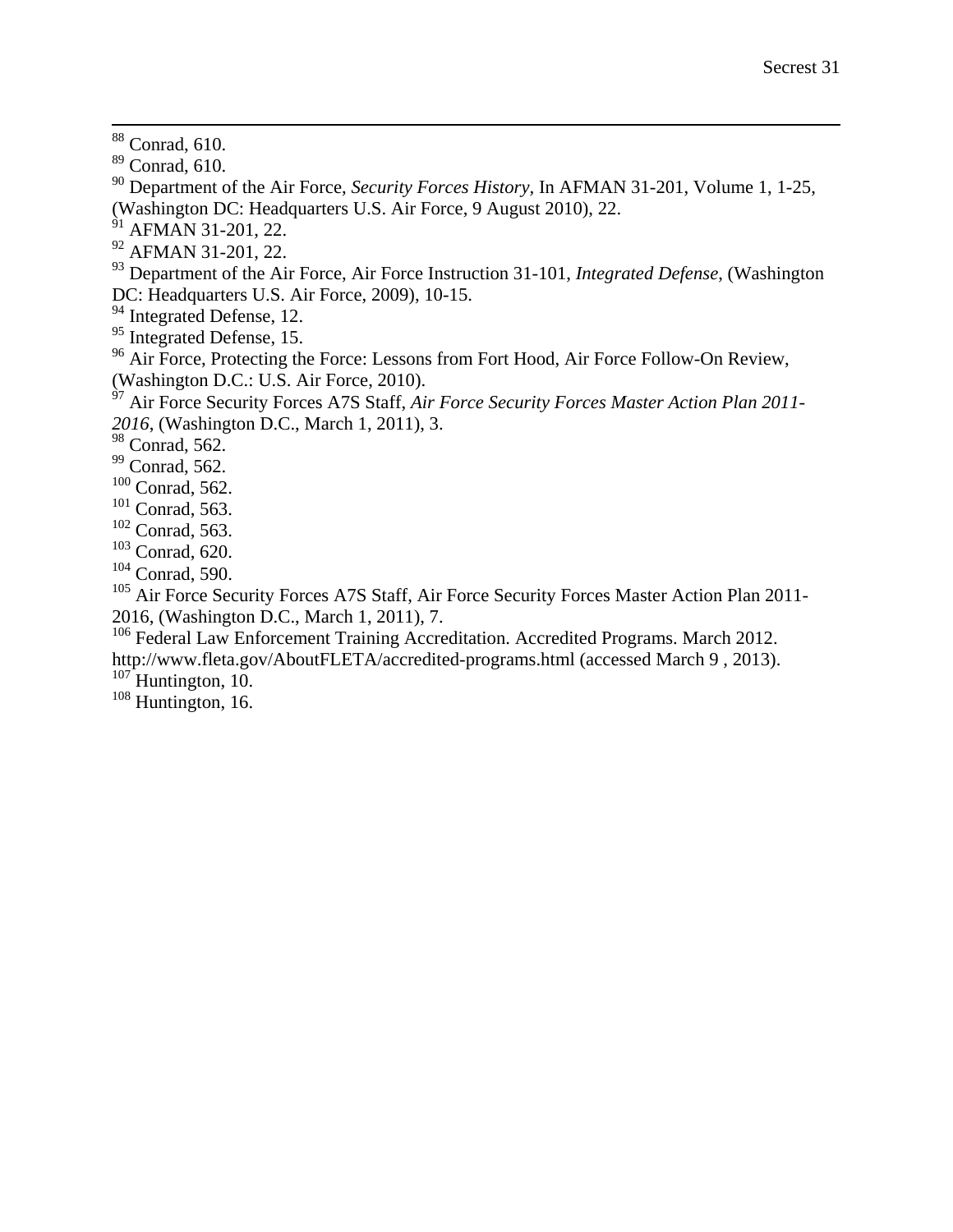[88] Conrad, 610.
[89] Conrad, 610.
[90] Department of the Air Force, *Security Forces History,* In AFMAN 31-201, Volume 1, 1-25, (Washington DC: Headquarters U.S. Air Force, 9 August 2010), 22.
[91] AFMAN 31-201, 22.
[92] AFMAN 31-201, 22.
[93] Department of the Air Force, Air Force Instruction 31-101, *Integrated Defense*, (Washington DC: Headquarters U.S. Air Force, 2009), 10-15.
[94] Integrated Defense, 12.
[95] Integrated Defense, 15.
[96] Air Force, Protecting the Force: Lessons from Fort Hood, Air Force Follow-On Review, (Washington D.C.: U.S. Air Force, 2010).
[97] Air Force Security Forces A7S Staff, *Air Force Security Forces Master Action Plan 2011-2016*, (Washington D.C., March 1, 2011), 3.
[98] Conrad, 562.
[99] Conrad, 562.
[100] Conrad, 562.
[101] Conrad, 563.
[102] Conrad, 563.
[103] Conrad, 620.
[104] Conrad, 590.
[105] Air Force Security Forces A7S Staff, Air Force Security Forces Master Action Plan 2011-2016, (Washington D.C., March 1, 2011), 7.
[106] Federal Law Enforcement Training Accreditation. Accredited Programs. March 2012. http://www.fleta.gov/AboutFLETA/accredited-programs.html (accessed March 9 , 2013).
[107] Huntington, 10.
[108] Huntington, 16.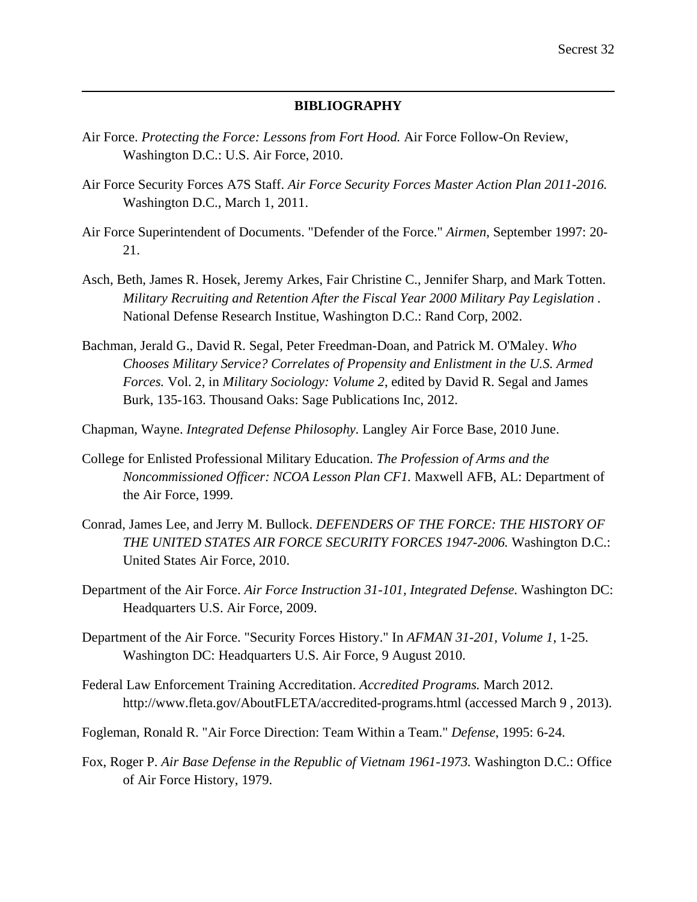## BIBLIOGRAPHY

Air Force. *Protecting the Force: Lessons from Fort Hood.* Air Force Follow-On Review, Washington D.C.: U.S. Air Force, 2010.

Air Force Security Forces A7S Staff. *Air Force Security Forces Master Action Plan 2011-2016.* Washington D.C., March 1, 2011.

Air Force Superintendent of Documents. "Defender of the Force." *Airmen*, September 1997: 20-21.

Asch, Beth, James R. Hosek, Jeremy Arkes, Fair Christine C., Jennifer Sharp, and Mark Totten. *Military Recruiting and Retention After the Fiscal Year 2000 Military Pay Legislation* . National Defense Research Institue, Washington D.C.: Rand Corp, 2002.

Bachman, Jerald G., David R. Segal, Peter Freedman-Doan, and Patrick M. O'Maley. *Who Chooses Military Service? Correlates of Propensity and Enlistment in the U.S. Armed Forces.* Vol. 2, in *Military Sociology: Volume 2*, edited by David R. Segal and James Burk, 135-163. Thousand Oaks: Sage Publications Inc, 2012.

Chapman, Wayne. *Integrated Defense Philosophy.* Langley Air Force Base, 2010 June.

College for Enlisted Professional Military Education. *The Profession of Arms and the Noncommissioned Officer: NCOA Lesson Plan CF1.* Maxwell AFB, AL: Department of the Air Force, 1999.

Conrad, James Lee, and Jerry M. Bullock. *DEFENDERS OF THE FORCE: THE HISTORY OF THE UNITED STATES AIR FORCE SECURITY FORCES 1947-2006.* Washington D.C.: United States Air Force, 2010.

Department of the Air Force. *Air Force Instruction 31-101, Integrated Defense.* Washington DC: Headquarters U.S. Air Force, 2009.

Department of the Air Force. "Security Forces History." In *AFMAN 31-201, Volume 1*, 1-25. Washington DC: Headquarters U.S. Air Force, 9 August 2010.

Federal Law Enforcement Training Accreditation. *Accredited Programs.* March 2012. http://www.fleta.gov/AboutFLETA/accredited-programs.html (accessed March 9 , 2013).

Fogleman, Ronald R. "Air Force Direction: Team Within a Team." *Defense*, 1995: 6-24.

Fox, Roger P. *Air Base Defense in the Republic of Vietnam 1961-1973.* Washington D.C.: Office of Air Force History, 1979.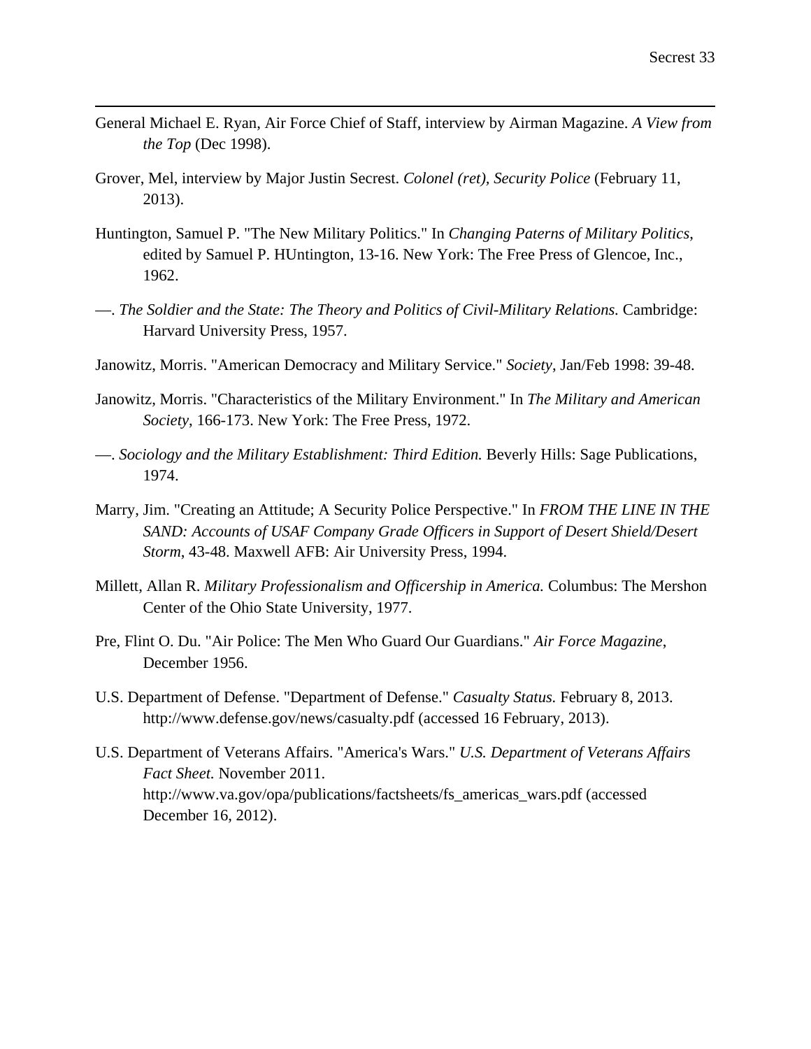General Michael E. Ryan, Air Force Chief of Staff, interview by Airman Magazine. *A View from the Top* (Dec 1998).

Grover, Mel, interview by Major Justin Secrest. *Colonel (ret), Security Police* (February 11, 2013).

Huntington, Samuel P. "The New Military Politics." In *Changing Paterns of Military Politics*, edited by Samuel P. HUntington, 13-16. New York: The Free Press of Glencoe, Inc., 1962.

—. *The Soldier and the State: The Theory and Politics of Civil-Military Relations.* Cambridge: Harvard University Press, 1957.

Janowitz, Morris. "American Democracy and Military Service." *Society*, Jan/Feb 1998: 39-48.

Janowitz, Morris. "Characteristics of the Military Environment." In *The Military and American Society*, 166-173. New York: The Free Press, 1972.

—. *Sociology and the Military Establishment: Third Edition.* Beverly Hills: Sage Publications, 1974.

Marry, Jim. "Creating an Attitude; A Security Police Perspective." In *FROM THE LINE IN THE SAND: Accounts of USAF Company Grade Officers in Support of Desert Shield/Desert Storm*, 43-48. Maxwell AFB: Air University Press, 1994.

Millett, Allan R. *Military Professionalism and Officership in America.* Columbus: The Mershon Center of the Ohio State University, 1977.

Pre, Flint O. Du. "Air Police: The Men Who Guard Our Guardians." *Air Force Magazine*, December 1956.

U.S. Department of Defense. "Department of Defense." *Casualty Status.* February 8, 2013. http://www.defense.gov/news/casualty.pdf (accessed 16 February, 2013).

U.S. Department of Veterans Affairs. "America's Wars." *U.S. Department of Veterans Affairs Fact Sheet.* November 2011. http://www.va.gov/opa/publications/factsheets/fs_americas_wars.pdf (accessed December 16, 2012).